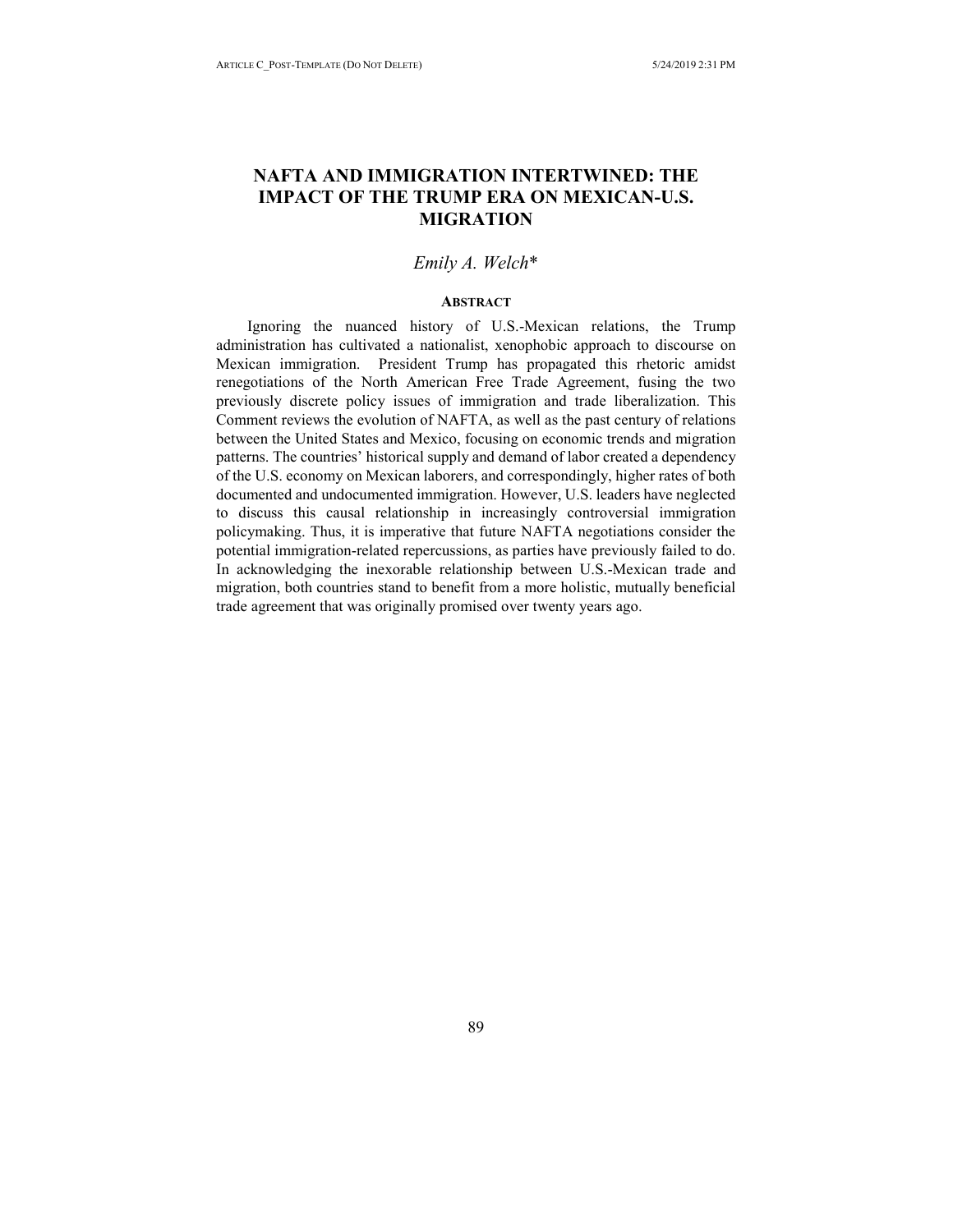# NAFTA AND IMMIGRATION INTERTWINED: THE IMPACT OF THE TRUMP ERA ON MEXICAN-U.S. MIGRATION

*Emily A. Welch**

## ABSTRACT

Ignoring the nuanced history of U.S.-Mexican relations, the Trump administration has cultivated a nationalist, xenophobic approach to discourse on Mexican immigration. President Trump has propagated this rhetoric amidst renegotiations of the North American Free Trade Agreement, fusing the two previously discrete policy issues of immigration and trade liberalization. This Comment reviews the evolution of NAFTA, as well as the past century of relations between the United States and Mexico, focusing on economic trends and migration patterns. The countries' historical supply and demand of labor created a dependency of the U.S. economy on Mexican laborers, and correspondingly, higher rates of both documented and undocumented immigration. However, U.S. leaders have neglected to discuss this causal relationship in increasingly controversial immigration policymaking. Thus, it is imperative that future NAFTA negotiations consider the potential immigration-related repercussions, as parties have previously failed to do. In acknowledging the inexorable relationship between U.S.-Mexican trade and migration, both countries stand to benefit from a more holistic, mutually beneficial trade agreement that was originally promised over twenty years ago.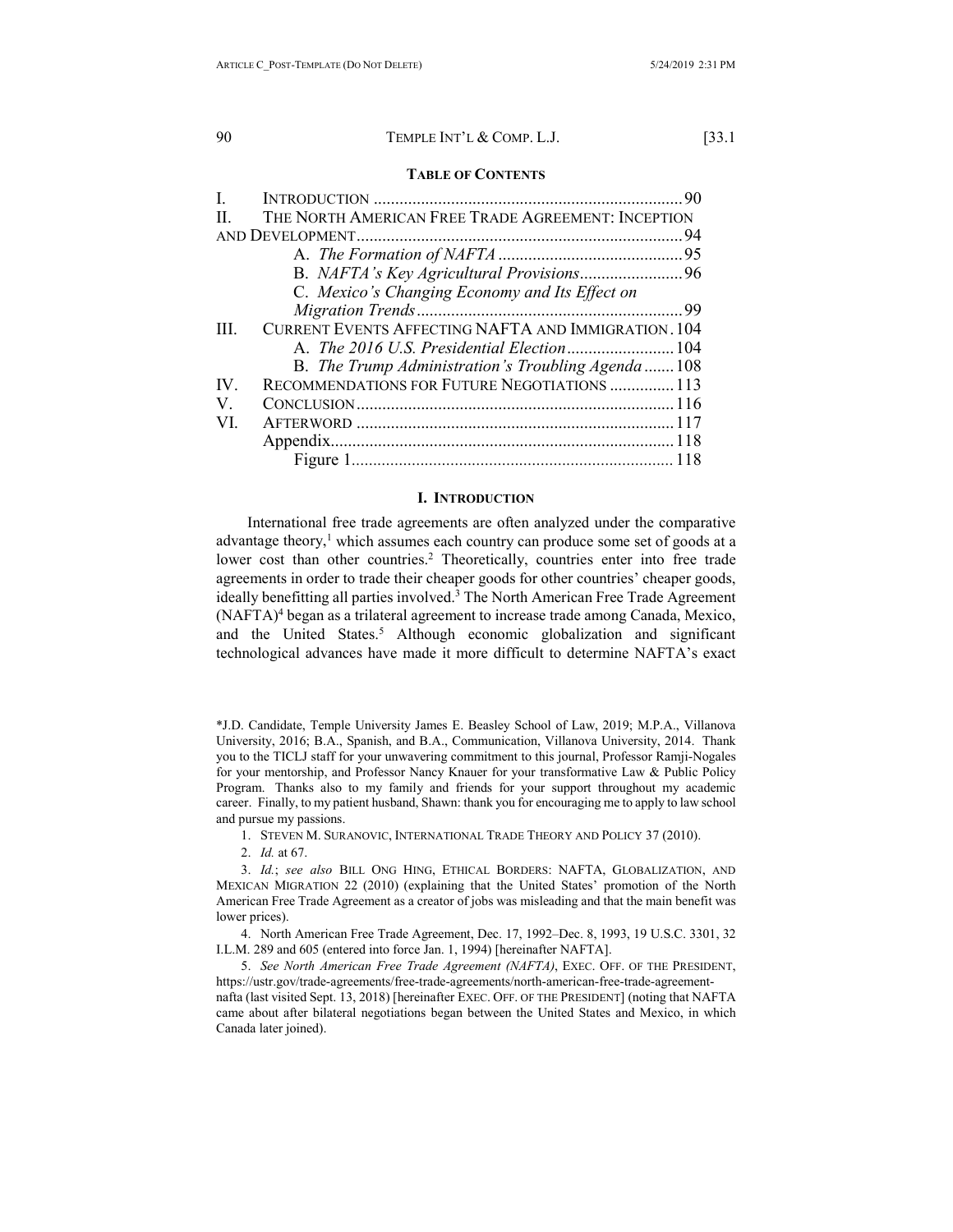**TABLE OF CONTENTS**

| | | |
|---|---|---|
| I. | INTRODUCTION | 90 |
| II. | THE NORTH AMERICAN FREE TRADE AGREEMENT: INCEPTION AND DEVELOPMENT | 94 |
| | A. *The Formation of NAFTA* | 95 |
| | B. *NAFTA's Key Agricultural Provisions* | 96 |
| | C. *Mexico's Changing Economy and Its Effect on Migration Trends* | 99 |
| III. | CURRENT EVENTS AFFECTING NAFTA AND IMMIGRATION | 104 |
| | A. *The 2016 U.S. Presidential Election* | 104 |
| | B. *The Trump Administration's Troubling Agenda* | 108 |
| IV. | RECOMMENDATIONS FOR FUTURE NEGOTIATIONS | 113 |
| V. | CONCLUSION | 116 |
| VI. | AFTERWORD | 117 |
| | Appendix | 118 |
| | Figure 1 | 118 |

## I. INTRODUCTION

International free trade agreements are often analyzed under the comparative advantage theory,[1] which assumes each country can produce some set of goods at a lower cost than other countries.[2] Theoretically, countries enter into free trade agreements in order to trade their cheaper goods for other countries' cheaper goods, ideally benefitting all parties involved.[3] The North American Free Trade Agreement (NAFTA)[4] began as a trilateral agreement to increase trade among Canada, Mexico, and the United States.[5] Although economic globalization and significant technological advances have made it more difficult to determine NAFTA's exact

---

\*J.D. Candidate, Temple University James E. Beasley School of Law, 2019; M.P.A., Villanova University, 2016; B.A., Spanish, and B.A., Communication, Villanova University, 2014. Thank you to the TICLJ staff for your unwavering commitment to this journal, Professor Ramji-Nogales for your mentorship, and Professor Nancy Knauer for your transformative Law & Public Policy Program. Thanks also to my family and friends for your support throughout my academic career. Finally, to my patient husband, Shawn: thank you for encouraging me to apply to law school and pursue my passions.

1. STEVEN M. SURANOVIC, INTERNATIONAL TRADE THEORY AND POLICY 37 (2010).

2. *Id.* at 67.

3. *Id.*; *see also* BILL ONG HING, ETHICAL BORDERS: NAFTA, GLOBALIZATION, AND MEXICAN MIGRATION 22 (2010) (explaining that the United States' promotion of the North American Free Trade Agreement as a creator of jobs was misleading and that the main benefit was lower prices).

4. North American Free Trade Agreement, Dec. 17, 1992–Dec. 8, 1993, 19 U.S.C. 3301, 32 I.L.M. 289 and 605 (entered into force Jan. 1, 1994) [hereinafter NAFTA].

5. *See North American Free Trade Agreement (NAFTA)*, EXEC. OFF. OF THE PRESIDENT, https://ustr.gov/trade-agreements/free-trade-agreements/north-american-free-trade-agreement-nafta (last visited Sept. 13, 2018) [hereinafter EXEC. OFF. OF THE PRESIDENT] (noting that NAFTA came about after bilateral negotiations began between the United States and Mexico, in which Canada later joined).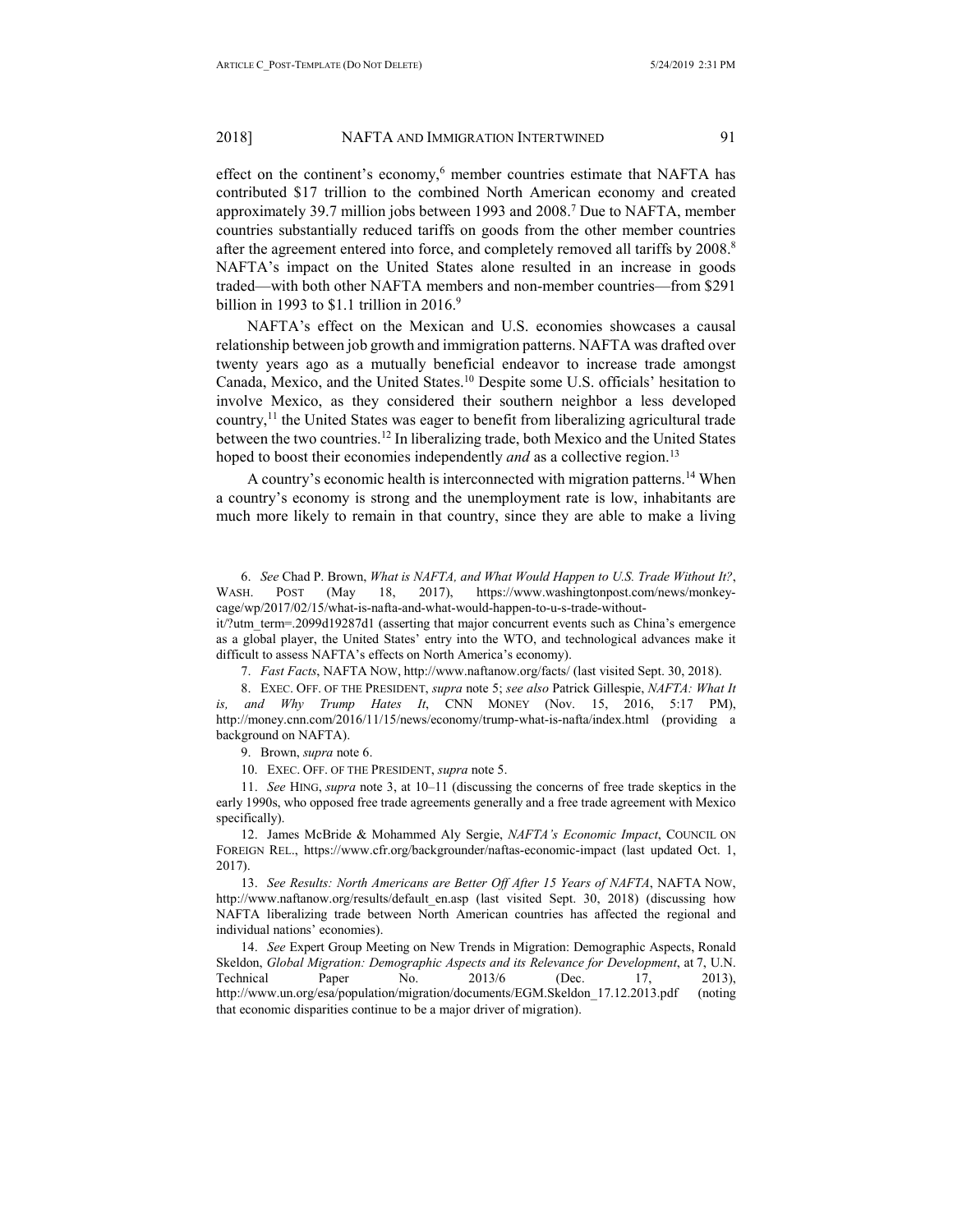effect on the continent's economy,[6] member countries estimate that NAFTA has contributed $17 trillion to the combined North American economy and created approximately 39.7 million jobs between 1993 and 2008.[7] Due to NAFTA, member countries substantially reduced tariffs on goods from the other member countries after the agreement entered into force, and completely removed all tariffs by 2008.[8] NAFTA's impact on the United States alone resulted in an increase in goods traded—with both other NAFTA members and non-member countries—from $291 billion in 1993 to $1.1 trillion in 2016.[9]

NAFTA's effect on the Mexican and U.S. economies showcases a causal relationship between job growth and immigration patterns. NAFTA was drafted over twenty years ago as a mutually beneficial endeavor to increase trade amongst Canada, Mexico, and the United States.[10] Despite some U.S. officials' hesitation to involve Mexico, as they considered their southern neighbor a less developed country,[11] the United States was eager to benefit from liberalizing agricultural trade between the two countries.[12] In liberalizing trade, both Mexico and the United States hoped to boost their economies independently *and* as a collective region.[13]

A country's economic health is interconnected with migration patterns.[14] When a country's economy is strong and the unemployment rate is low, inhabitants are much more likely to remain in that country, since they are able to make a living

---

6. *See* Chad P. Brown, *What is NAFTA, and What Would Happen to U.S. Trade Without It?*, WASH. POST (May 18, 2017), https://www.washingtonpost.com/news/monkey-cage/wp/2017/02/15/what-is-nafta-and-what-would-happen-to-u-s-trade-without-it/?utm_term=.2099d19287d1 (asserting that major concurrent events such as China's emergence as a global player, the United States' entry into the WTO, and technological advances make it difficult to assess NAFTA's effects on North America's economy).

7. *Fast Facts*, NAFTA NOW, http://www.naftanow.org/facts/ (last visited Sept. 30, 2018).

8. EXEC. OFF. OF THE PRESIDENT, *supra* note 5; *see also* Patrick Gillespie, *NAFTA: What It is, and Why Trump Hates It*, CNN MONEY (Nov. 15, 2016, 5:17 PM), http://money.cnn.com/2016/11/15/news/economy/trump-what-is-nafta/index.html (providing a background on NAFTA).

9. Brown, *supra* note 6.

10. EXEC. OFF. OF THE PRESIDENT, *supra* note 5.

11. *See* HING, *supra* note 3, at 10–11 (discussing the concerns of free trade skeptics in the early 1990s, who opposed free trade agreements generally and a free trade agreement with Mexico specifically).

12. James McBride & Mohammed Aly Sergie, *NAFTA's Economic Impact*, COUNCIL ON FOREIGN REL., https://www.cfr.org/backgrounder/naftas-economic-impact (last updated Oct. 1, 2017).

13. *See Results: North Americans are Better Off After 15 Years of NAFTA*, NAFTA NOW, http://www.naftanow.org/results/default_en.asp (last visited Sept. 30, 2018) (discussing how NAFTA liberalizing trade between North American countries has affected the regional and individual nations' economies).

14. *See* Expert Group Meeting on New Trends in Migration: Demographic Aspects, Ronald Skeldon, *Global Migration: Demographic Aspects and its Relevance for Development*, at 7, U.N. Technical Paper No. 2013/6 (Dec. 17, 2013), http://www.un.org/esa/population/migration/documents/EGM.Skeldon_17.12.2013.pdf (noting that economic disparities continue to be a major driver of migration).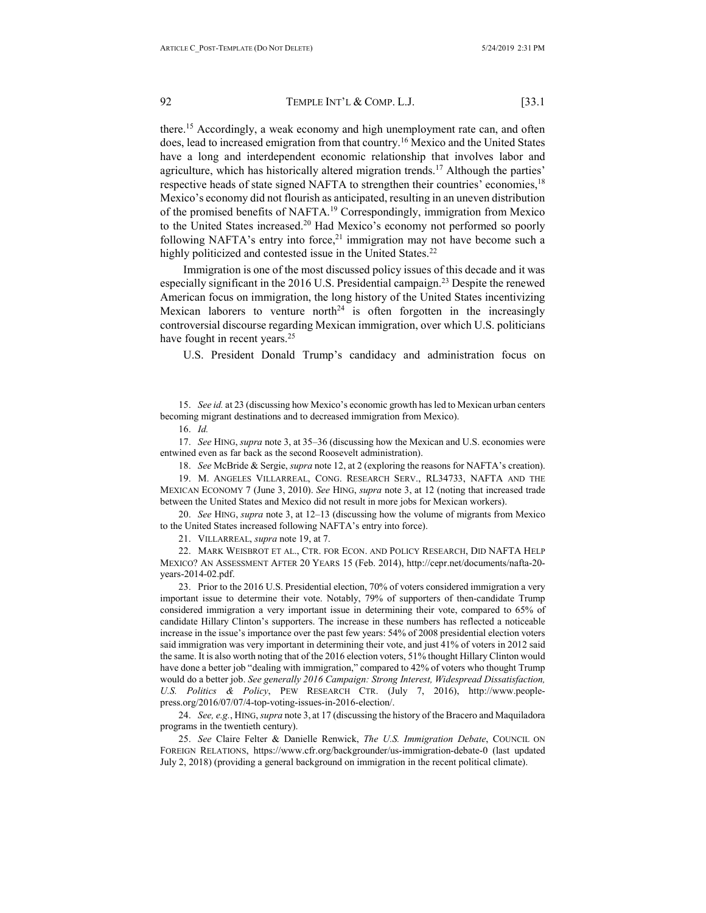there.[15] Accordingly, a weak economy and high unemployment rate can, and often does, lead to increased emigration from that country.[16] Mexico and the United States have a long and interdependent economic relationship that involves labor and agriculture, which has historically altered migration trends.[17] Although the parties' respective heads of state signed NAFTA to strengthen their countries' economies,[18] Mexico's economy did not flourish as anticipated, resulting in an uneven distribution of the promised benefits of NAFTA.[19] Correspondingly, immigration from Mexico to the United States increased.[20] Had Mexico's economy not performed so poorly following NAFTA's entry into force,[21] immigration may not have become such a highly politicized and contested issue in the United States.[22]

Immigration is one of the most discussed policy issues of this decade and it was especially significant in the 2016 U.S. Presidential campaign.[23] Despite the renewed American focus on immigration, the long history of the United States incentivizing Mexican laborers to venture north[24] is often forgotten in the increasingly controversial discourse regarding Mexican immigration, over which U.S. politicians have fought in recent years.[25]

U.S. President Donald Trump's candidacy and administration focus on

---

15. *See id.* at 23 (discussing how Mexico's economic growth has led to Mexican urban centers becoming migrant destinations and to decreased immigration from Mexico).

16. *Id.*

17. *See* HING, *supra* note 3, at 35–36 (discussing how the Mexican and U.S. economies were entwined even as far back as the second Roosevelt administration).

18. *See* McBride & Sergie, *supra* note 12, at 2 (exploring the reasons for NAFTA's creation).

19. M. ANGELES VILLARREAL, CONG. RESEARCH SERV., RL34733, NAFTA AND THE MEXICAN ECONOMY 7 (June 3, 2010). *See* HING, *supra* note 3, at 12 (noting that increased trade between the United States and Mexico did not result in more jobs for Mexican workers).

20. *See* HING, *supra* note 3, at 12–13 (discussing how the volume of migrants from Mexico to the United States increased following NAFTA's entry into force).

21. VILLARREAL, *supra* note 19, at 7.

22. MARK WEISBROT ET AL., CTR. FOR ECON. AND POLICY RESEARCH, DID NAFTA HELP MEXICO? AN ASSESSMENT AFTER 20 YEARS 15 (Feb. 2014), http://cepr.net/documents/nafta-20-years-2014-02.pdf.

23. Prior to the 2016 U.S. Presidential election, 70% of voters considered immigration a very important issue to determine their vote. Notably, 79% of supporters of then-candidate Trump considered immigration a very important issue in determining their vote, compared to 65% of candidate Hillary Clinton's supporters. The increase in these numbers has reflected a noticeable increase in the issue's importance over the past few years: 54% of 2008 presidential election voters said immigration was very important in determining their vote, and just 41% of voters in 2012 said the same. It is also worth noting that of the 2016 election voters, 51% thought Hillary Clinton would have done a better job "dealing with immigration," compared to 42% of voters who thought Trump would do a better job. *See generally 2016 Campaign: Strong Interest, Widespread Dissatisfaction, U.S. Politics & Policy*, PEW RESEARCH CTR. (July 7, 2016), http://www.people-press.org/2016/07/07/4-top-voting-issues-in-2016-election/.

24. *See, e.g.*, HING, *supra* note 3, at 17 (discussing the history of the Bracero and Maquiladora programs in the twentieth century).

25. *See* Claire Felter & Danielle Renwick, *The U.S. Immigration Debate*, COUNCIL ON FOREIGN RELATIONS, https://www.cfr.org/backgrounder/us-immigration-debate-0 (last updated July 2, 2018) (providing a general background on immigration in the recent political climate).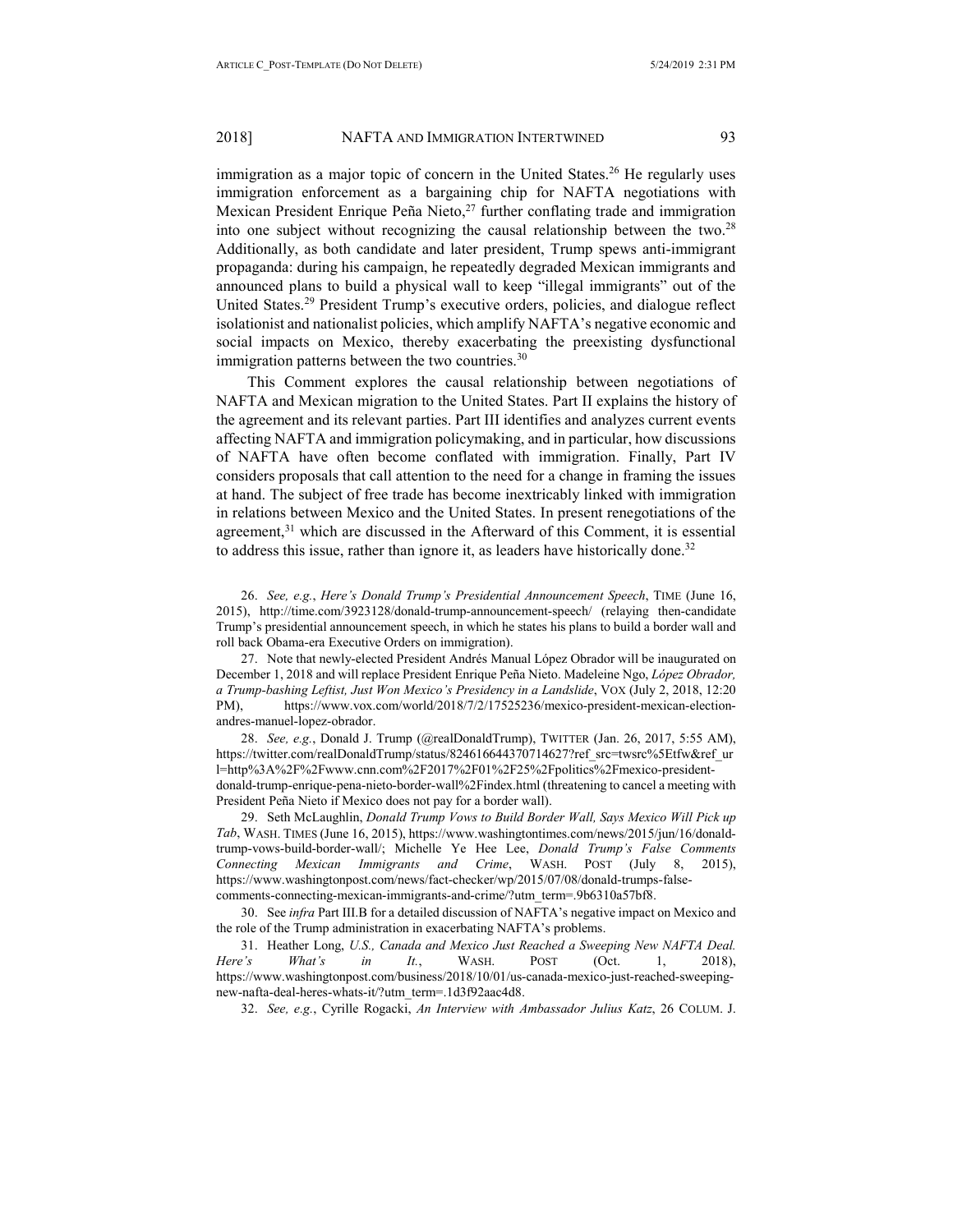immigration as a major topic of concern in the United States.[26] He regularly uses immigration enforcement as a bargaining chip for NAFTA negotiations with Mexican President Enrique Peña Nieto,[27] further conflating trade and immigration into one subject without recognizing the causal relationship between the two.[28] Additionally, as both candidate and later president, Trump spews anti-immigrant propaganda: during his campaign, he repeatedly degraded Mexican immigrants and announced plans to build a physical wall to keep "illegal immigrants" out of the United States.[29] President Trump's executive orders, policies, and dialogue reflect isolationist and nationalist policies, which amplify NAFTA's negative economic and social impacts on Mexico, thereby exacerbating the preexisting dysfunctional immigration patterns between the two countries.[30]

This Comment explores the causal relationship between negotiations of NAFTA and Mexican migration to the United States. Part II explains the history of the agreement and its relevant parties. Part III identifies and analyzes current events affecting NAFTA and immigration policymaking, and in particular, how discussions of NAFTA have often become conflated with immigration. Finally, Part IV considers proposals that call attention to the need for a change in framing the issues at hand. The subject of free trade has become inextricably linked with immigration in relations between Mexico and the United States. In present renegotiations of the agreement,[31] which are discussed in the Afterward of this Comment, it is essential to address this issue, rather than ignore it, as leaders have historically done.[32]

26. *See, e.g.*, *Here's Donald Trump's Presidential Announcement Speech*, TIME (June 16, 2015), http://time.com/3923128/donald-trump-announcement-speech/ (relaying then-candidate Trump's presidential announcement speech, in which he states his plans to build a border wall and roll back Obama-era Executive Orders on immigration).

27. Note that newly-elected President Andrés Manual López Obrador will be inaugurated on December 1, 2018 and will replace President Enrique Peña Nieto. Madeleine Ngo, *López Obrador, a Trump-bashing Leftist, Just Won Mexico's Presidency in a Landslide*, VOX (July 2, 2018, 12:20 PM), https://www.vox.com/world/2018/7/2/17525236/mexico-president-mexican-election-andres-manuel-lopez-obrador.

28. *See, e.g.*, Donald J. Trump (@realDonaldTrump), TWITTER (Jan. 26, 2017, 5:55 AM), https://twitter.com/realDonaldTrump/status/824616644370714627?ref_src=twsrc%5Etfw&ref_url=http%3A%2F%2Fwww.cnn.com%2F2017%2F01%2F25%2Fpolitics%2Fmexico-president-donald-trump-enrique-pena-nieto-border-wall%2Findex.html (threatening to cancel a meeting with President Peña Nieto if Mexico does not pay for a border wall).

29. Seth McLaughlin, *Donald Trump Vows to Build Border Wall, Says Mexico Will Pick up Tab*, WASH. TIMES (June 16, 2015), https://www.washingtontimes.com/news/2015/jun/16/donald-trump-vows-build-border-wall/; Michelle Ye Hee Lee, *Donald Trump's False Comments Connecting Mexican Immigrants and Crime*, WASH. POST (July 8, 2015), https://www.washingtonpost.com/news/fact-checker/wp/2015/07/08/donald-trumps-false-comments-connecting-mexican-immigrants-and-crime/?utm_term=.9b6310a57bf8.

30. See *infra* Part III.B for a detailed discussion of NAFTA's negative impact on Mexico and the role of the Trump administration in exacerbating NAFTA's problems.

31. Heather Long, *U.S., Canada and Mexico Just Reached a Sweeping New NAFTA Deal. Here's What's in It.*, WASH. POST (Oct. 1, 2018), https://www.washingtonpost.com/business/2018/10/01/us-canada-mexico-just-reached-sweeping-new-nafta-deal-heres-whats-it/?utm_term=.1d3f92aac4d8.

32. *See, e.g.*, Cyrille Rogacki, *An Interview with Ambassador Julius Katz*, 26 COLUM. J.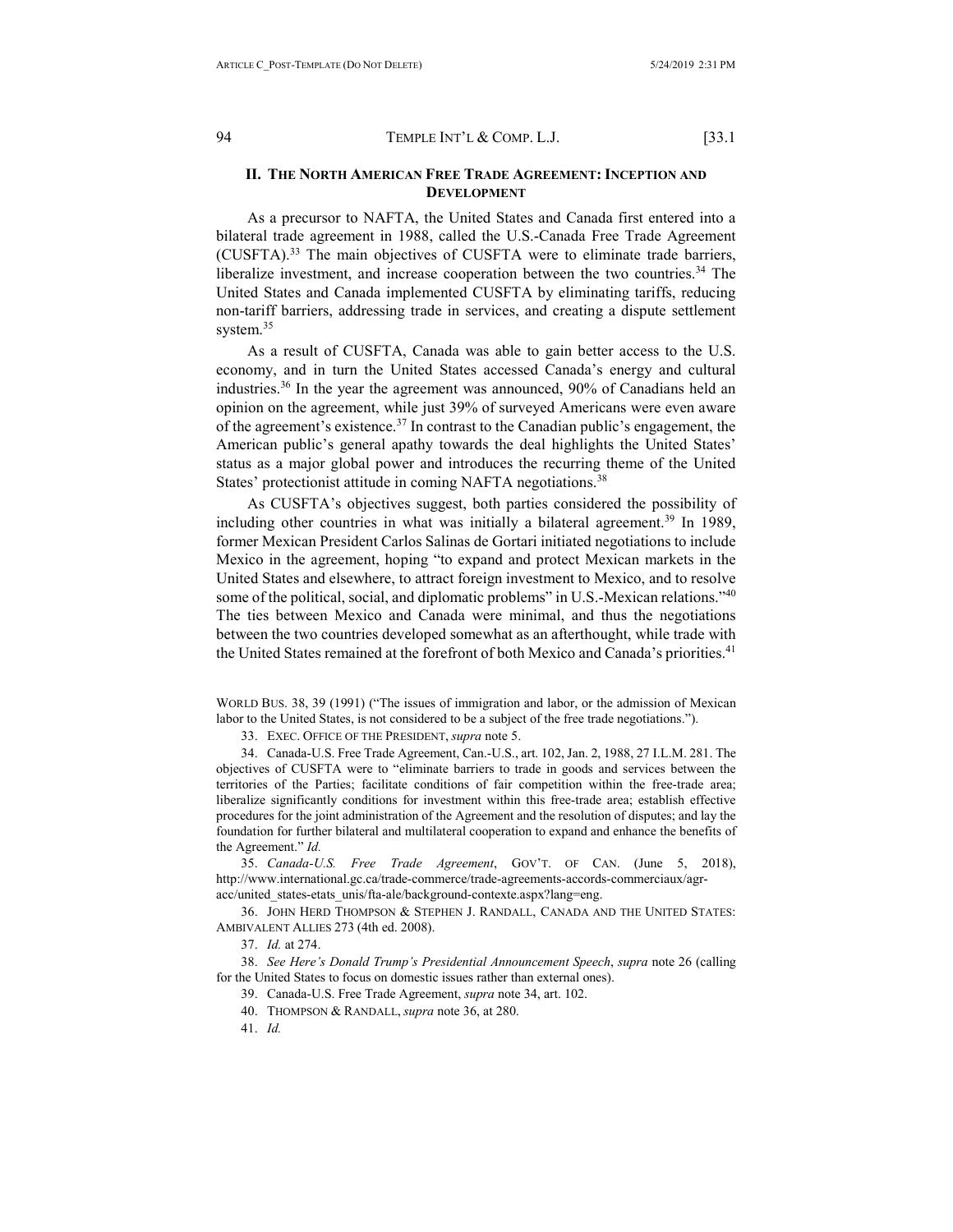## II. THE NORTH AMERICAN FREE TRADE AGREEMENT: INCEPTION AND DEVELOPMENT

As a precursor to NAFTA, the United States and Canada first entered into a bilateral trade agreement in 1988, called the U.S.-Canada Free Trade Agreement (CUSFTA).[33] The main objectives of CUSFTA were to eliminate trade barriers, liberalize investment, and increase cooperation between the two countries.[34] The United States and Canada implemented CUSFTA by eliminating tariffs, reducing non-tariff barriers, addressing trade in services, and creating a dispute settlement system.[35]

As a result of CUSFTA, Canada was able to gain better access to the U.S. economy, and in turn the United States accessed Canada's energy and cultural industries.[36] In the year the agreement was announced, 90% of Canadians held an opinion on the agreement, while just 39% of surveyed Americans were even aware of the agreement's existence.[37] In contrast to the Canadian public's engagement, the American public's general apathy towards the deal highlights the United States' status as a major global power and introduces the recurring theme of the United States' protectionist attitude in coming NAFTA negotiations.[38]

As CUSFTA's objectives suggest, both parties considered the possibility of including other countries in what was initially a bilateral agreement.[39] In 1989, former Mexican President Carlos Salinas de Gortari initiated negotiations to include Mexico in the agreement, hoping "to expand and protect Mexican markets in the United States and elsewhere, to attract foreign investment to Mexico, and to resolve some of the political, social, and diplomatic problems" in U.S.-Mexican relations."[40] The ties between Mexico and Canada were minimal, and thus the negotiations between the two countries developed somewhat as an afterthought, while trade with the United States remained at the forefront of both Mexico and Canada's priorities.[41]

---

WORLD BUS. 38, 39 (1991) ("The issues of immigration and labor, or the admission of Mexican labor to the United States, is not considered to be a subject of the free trade negotiations.").

33. EXEC. OFFICE OF THE PRESIDENT, *supra* note 5.

34. Canada-U.S. Free Trade Agreement, Can.-U.S., art. 102, Jan. 2, 1988, 27 I.L.M. 281. The objectives of CUSFTA were to "eliminate barriers to trade in goods and services between the territories of the Parties; facilitate conditions of fair competition within the free-trade area; liberalize significantly conditions for investment within this free-trade area; establish effective procedures for the joint administration of the Agreement and the resolution of disputes; and lay the foundation for further bilateral and multilateral cooperation to expand and enhance the benefits of the Agreement." *Id.*

35. *Canada-U.S. Free Trade Agreement*, GOV'T. OF CAN. (June 5, 2018), http://www.international.gc.ca/trade-commerce/trade-agreements-accords-commerciaux/agr-acc/united_states-etats_unis/fta-ale/background-contexte.aspx?lang=eng.

36. JOHN HERD THOMPSON & STEPHEN J. RANDALL, CANADA AND THE UNITED STATES: AMBIVALENT ALLIES 273 (4th ed. 2008).

37. *Id.* at 274.

38. *See Here's Donald Trump's Presidential Announcement Speech*, *supra* note 26 (calling for the United States to focus on domestic issues rather than external ones).

39. Canada-U.S. Free Trade Agreement, *supra* note 34, art. 102.

40. THOMPSON & RANDALL, *supra* note 36, at 280.

41. *Id.*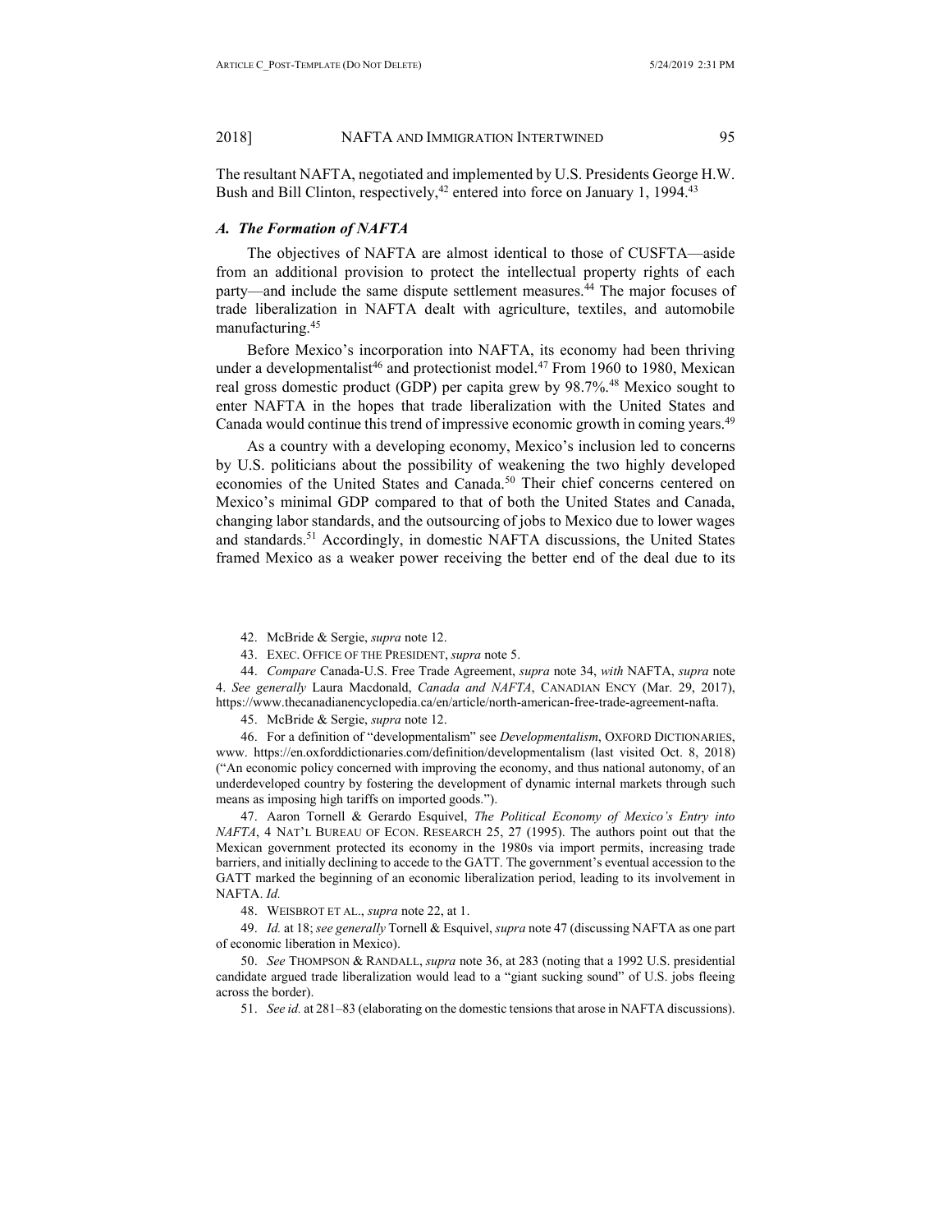The resultant NAFTA, negotiated and implemented by U.S. Presidents George H.W. Bush and Bill Clinton, respectively,[42] entered into force on January 1, 1994.[43]

### *A. The Formation of NAFTA*

The objectives of NAFTA are almost identical to those of CUSFTA—aside from an additional provision to protect the intellectual property rights of each party—and include the same dispute settlement measures.[44] The major focuses of trade liberalization in NAFTA dealt with agriculture, textiles, and automobile manufacturing.[45]

Before Mexico's incorporation into NAFTA, its economy had been thriving under a developmentalist[46] and protectionist model.[47] From 1960 to 1980, Mexican real gross domestic product (GDP) per capita grew by 98.7%.[48] Mexico sought to enter NAFTA in the hopes that trade liberalization with the United States and Canada would continue this trend of impressive economic growth in coming years.[49]

As a country with a developing economy, Mexico's inclusion led to concerns by U.S. politicians about the possibility of weakening the two highly developed economies of the United States and Canada.[50] Their chief concerns centered on Mexico's minimal GDP compared to that of both the United States and Canada, changing labor standards, and the outsourcing of jobs to Mexico due to lower wages and standards.[51] Accordingly, in domestic NAFTA discussions, the United States framed Mexico as a weaker power receiving the better end of the deal due to its

---

42. McBride & Sergie, *supra* note 12.

43. EXEC. OFFICE OF THE PRESIDENT, *supra* note 5.

44. *Compare* Canada-U.S. Free Trade Agreement, *supra* note 34, *with* NAFTA, *supra* note 4. *See generally* Laura Macdonald, *Canada and NAFTA*, CANADIAN ENCY (Mar. 29, 2017), https://www.thecanadianencyclopedia.ca/en/article/north-american-free-trade-agreement-nafta.

45. McBride & Sergie, *supra* note 12.

46. For a definition of "developmentalism" see *Developmentalism*, OXFORD DICTIONARIES, www. https://en.oxforddictionaries.com/definition/developmentalism (last visited Oct. 8, 2018) ("An economic policy concerned with improving the economy, and thus national autonomy, of an underdeveloped country by fostering the development of dynamic internal markets through such means as imposing high tariffs on imported goods.").

47. Aaron Tornell & Gerardo Esquivel, *The Political Economy of Mexico's Entry into NAFTA*, 4 NAT'L BUREAU OF ECON. RESEARCH 25, 27 (1995). The authors point out that the Mexican government protected its economy in the 1980s via import permits, increasing trade barriers, and initially declining to accede to the GATT. The government's eventual accession to the GATT marked the beginning of an economic liberalization period, leading to its involvement in NAFTA. *Id.*

48. WEISBROT ET AL., *supra* note 22, at 1.

49. *Id.* at 18; *see generally* Tornell & Esquivel, *supra* note 47 (discussing NAFTA as one part of economic liberation in Mexico).

50. *See* THOMPSON & RANDALL, *supra* note 36, at 283 (noting that a 1992 U.S. presidential candidate argued trade liberalization would lead to a "giant sucking sound" of U.S. jobs fleeing across the border).

51. *See id.* at 281–83 (elaborating on the domestic tensions that arose in NAFTA discussions).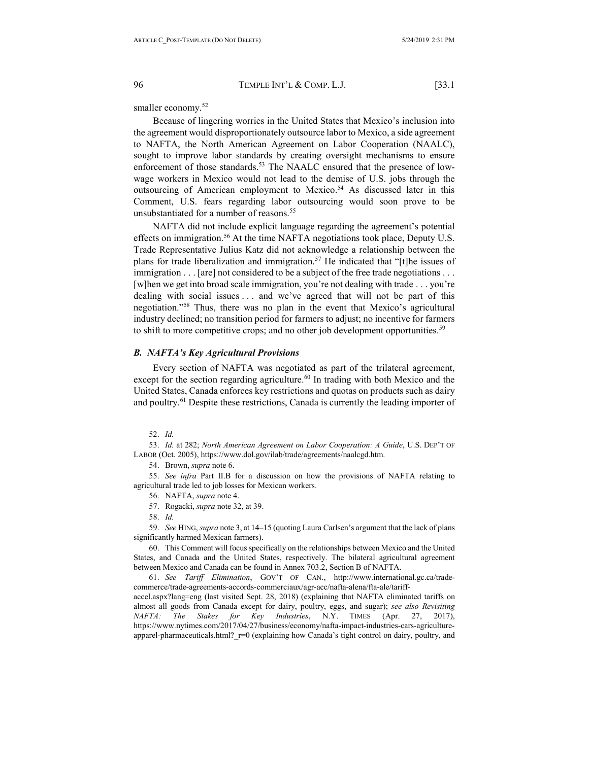smaller economy.[52]

Because of lingering worries in the United States that Mexico's inclusion into the agreement would disproportionately outsource labor to Mexico, a side agreement to NAFTA, the North American Agreement on Labor Cooperation (NAALC), sought to improve labor standards by creating oversight mechanisms to ensure enforcement of those standards.[53] The NAALC ensured that the presence of low-wage workers in Mexico would not lead to the demise of U.S. jobs through the outsourcing of American employment to Mexico.[54] As discussed later in this Comment, U.S. fears regarding labor outsourcing would soon prove to be unsubstantiated for a number of reasons.[55]

NAFTA did not include explicit language regarding the agreement's potential effects on immigration.[56] At the time NAFTA negotiations took place, Deputy U.S. Trade Representative Julius Katz did not acknowledge a relationship between the plans for trade liberalization and immigration.[57] He indicated that "[t]he issues of immigration . . . [are] not considered to be a subject of the free trade negotiations . . . [w]hen we get into broad scale immigration, you're not dealing with trade . . . you're dealing with social issues . . . and we've agreed that will not be part of this negotiation."[58] Thus, there was no plan in the event that Mexico's agricultural industry declined; no transition period for farmers to adjust; no incentive for farmers to shift to more competitive crops; and no other job development opportunities.[59]

### *B. NAFTA's Key Agricultural Provisions*

Every section of NAFTA was negotiated as part of the trilateral agreement, except for the section regarding agriculture.[60] In trading with both Mexico and the United States, Canada enforces key restrictions and quotas on products such as dairy and poultry.[61] Despite these restrictions, Canada is currently the leading importer of

52. *Id.*

53. *Id.* at 282; *North American Agreement on Labor Cooperation: A Guide*, U.S. DEP'T OF LABOR (Oct. 2005), https://www.dol.gov/ilab/trade/agreements/naalcgd.htm.

54. Brown, *supra* note 6.

55. *See infra* Part II.B for a discussion on how the provisions of NAFTA relating to agricultural trade led to job losses for Mexican workers.

56. NAFTA, *supra* note 4.

57. Rogacki, *supra* note 32, at 39.

58. *Id.*

59. *See* HING, *supra* note 3, at 14–15 (quoting Laura Carlsen's argument that the lack of plans significantly harmed Mexican farmers).

60. This Comment will focus specifically on the relationships between Mexico and the United States, and Canada and the United States, respectively. The bilateral agricultural agreement between Mexico and Canada can be found in Annex 703.2, Section B of NAFTA.

61. *See Tariff Elimination*, GOV'T OF CAN., http://www.international.gc.ca/trade-commerce/trade-agreements-accords-commerciaux/agr-acc/nafta-alena/fta-ale/tariff-accel.aspx?lang=eng (last visited Sept. 28, 2018) (explaining that NAFTA eliminated tariffs on almost all goods from Canada except for dairy, poultry, eggs, and sugar); *see also Revisiting NAFTA: The Stakes for Key Industries*, N.Y. TIMES (Apr. 27, 2017), https://www.nytimes.com/2017/04/27/business/economy/nafta-impact-industries-cars-agriculture-apparel-pharmaceuticals.html?_r=0 (explaining how Canada's tight control on dairy, poultry, and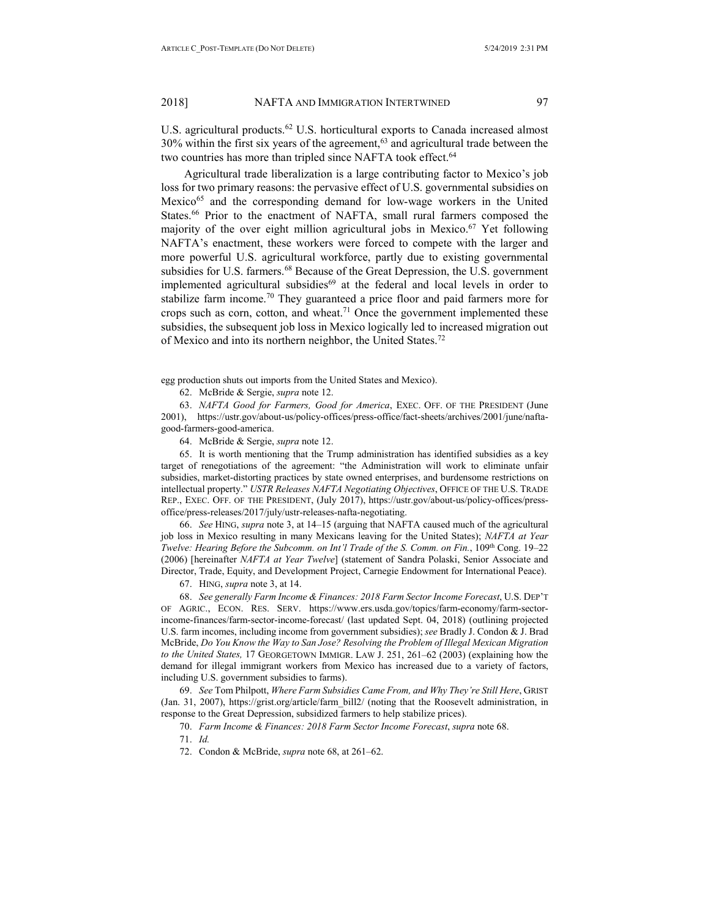U.S. agricultural products.[62] U.S. horticultural exports to Canada increased almost 30% within the first six years of the agreement,[63] and agricultural trade between the two countries has more than tripled since NAFTA took effect.[64]

Agricultural trade liberalization is a large contributing factor to Mexico's job loss for two primary reasons: the pervasive effect of U.S. governmental subsidies on Mexico[65] and the corresponding demand for low-wage workers in the United States.[66] Prior to the enactment of NAFTA, small rural farmers composed the majority of the over eight million agricultural jobs in Mexico.[67] Yet following NAFTA's enactment, these workers were forced to compete with the larger and more powerful U.S. agricultural workforce, partly due to existing governmental subsidies for U.S. farmers.[68] Because of the Great Depression, the U.S. government implemented agricultural subsidies[69] at the federal and local levels in order to stabilize farm income.[70] They guaranteed a price floor and paid farmers more for crops such as corn, cotton, and wheat.[71] Once the government implemented these subsidies, the subsequent job loss in Mexico logically led to increased migration out of Mexico and into its northern neighbor, the United States.[72]

---

egg production shuts out imports from the United States and Mexico).

62. McBride & Sergie, *supra* note 12.

63. *NAFTA Good for Farmers, Good for America*, EXEC. OFF. OF THE PRESIDENT (June 2001), https://ustr.gov/about-us/policy-offices/press-office/fact-sheets/archives/2001/june/nafta-good-farmers-good-america.

64. McBride & Sergie, *supra* note 12.

65. It is worth mentioning that the Trump administration has identified subsidies as a key target of renegotiations of the agreement: "the Administration will work to eliminate unfair subsidies, market-distorting practices by state owned enterprises, and burdensome restrictions on intellectual property." *USTR Releases NAFTA Negotiating Objectives*, OFFICE OF THE U.S. TRADE REP., EXEC. OFF. OF THE PRESIDENT, (July 2017), https://ustr.gov/about-us/policy-offices/press-office/press-releases/2017/july/ustr-releases-nafta-negotiating.

66. *See* HING, *supra* note 3, at 14–15 (arguing that NAFTA caused much of the agricultural job loss in Mexico resulting in many Mexicans leaving for the United States); *NAFTA at Year Twelve: Hearing Before the Subcomm. on Int'l Trade of the S. Comm. on Fin.*, 109th Cong. 19–22 (2006) [hereinafter *NAFTA at Year Twelve*] (statement of Sandra Polaski, Senior Associate and Director, Trade, Equity, and Development Project, Carnegie Endowment for International Peace).

67. HING, *supra* note 3, at 14.

68. *See generally Farm Income & Finances: 2018 Farm Sector Income Forecast*, U.S. DEP'T OF AGRIC., ECON. RES. SERV. https://www.ers.usda.gov/topics/farm-economy/farm-sector-income-finances/farm-sector-income-forecast/ (last updated Sept. 04, 2018) (outlining projected U.S. farm incomes, including income from government subsidies); *see* Bradly J. Condon & J. Brad McBride, *Do You Know the Way to San Jose? Resolving the Problem of Illegal Mexican Migration to the United States,* 17 GEORGETOWN IMMIGR. LAW J. 251, 261–62 (2003) (explaining how the demand for illegal immigrant workers from Mexico has increased due to a variety of factors, including U.S. government subsidies to farms).

69. *See* Tom Philpott, *Where Farm Subsidies Came From, and Why They're Still Here*, GRIST (Jan. 31, 2007), https://grist.org/article/farm_bill2/ (noting that the Roosevelt administration, in response to the Great Depression, subsidized farmers to help stabilize prices).

70. *Farm Income & Finances: 2018 Farm Sector Income Forecast*, *supra* note 68.

71. *Id.*

72. Condon & McBride, *supra* note 68, at 261–62.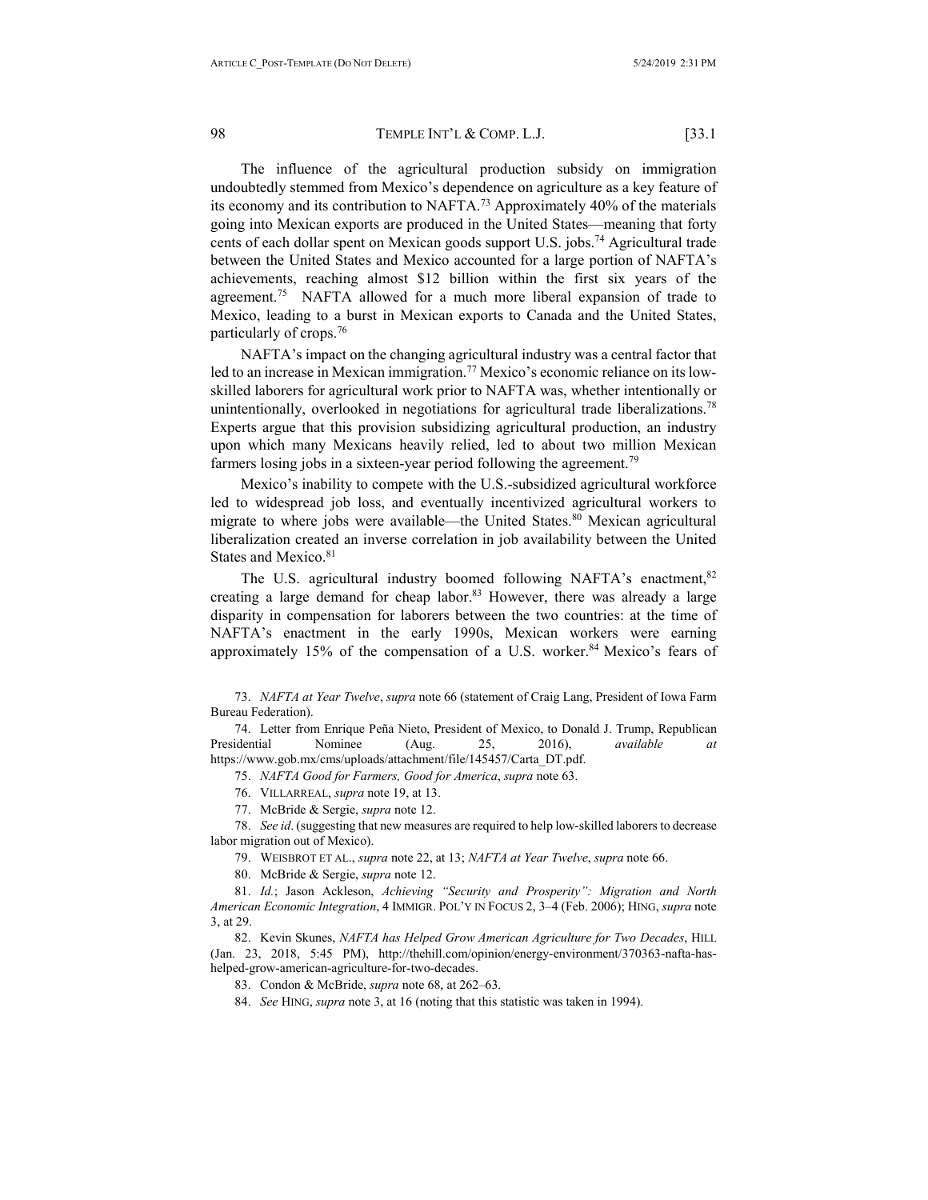The influence of the agricultural production subsidy on immigration undoubtedly stemmed from Mexico's dependence on agriculture as a key feature of its economy and its contribution to NAFTA.[73] Approximately 40% of the materials going into Mexican exports are produced in the United States—meaning that forty cents of each dollar spent on Mexican goods support U.S. jobs.[74] Agricultural trade between the United States and Mexico accounted for a large portion of NAFTA's achievements, reaching almost $12 billion within the first six years of the agreement.[75] NAFTA allowed for a much more liberal expansion of trade to Mexico, leading to a burst in Mexican exports to Canada and the United States, particularly of crops.[76]

NAFTA's impact on the changing agricultural industry was a central factor that led to an increase in Mexican immigration.[77] Mexico's economic reliance on its low-skilled laborers for agricultural work prior to NAFTA was, whether intentionally or unintentionally, overlooked in negotiations for agricultural trade liberalizations.[78] Experts argue that this provision subsidizing agricultural production, an industry upon which many Mexicans heavily relied, led to about two million Mexican farmers losing jobs in a sixteen-year period following the agreement.[79]

Mexico's inability to compete with the U.S.-subsidized agricultural workforce led to widespread job loss, and eventually incentivized agricultural workers to migrate to where jobs were available—the United States.[80] Mexican agricultural liberalization created an inverse correlation in job availability between the United States and Mexico.[81]

The U.S. agricultural industry boomed following NAFTA's enactment,[82] creating a large demand for cheap labor.[83] However, there was already a large disparity in compensation for laborers between the two countries: at the time of NAFTA's enactment in the early 1990s, Mexican workers were earning approximately 15% of the compensation of a U.S. worker.[84] Mexico's fears of

---

73. *NAFTA at Year Twelve*, *supra* note 66 (statement of Craig Lang, President of Iowa Farm Bureau Federation).

74. Letter from Enrique Peña Nieto, President of Mexico, to Donald J. Trump, Republican Presidential Nominee (Aug. 25, 2016), *available at* https://www.gob.mx/cms/uploads/attachment/file/145457/Carta_DT.pdf.

75. *NAFTA Good for Farmers, Good for America*, *supra* note 63.

76. VILLARREAL, *supra* note 19, at 13.

77. McBride & Sergie, *supra* note 12.

78. *See id*. (suggesting that new measures are required to help low-skilled laborers to decrease labor migration out of Mexico).

79. WEISBROT ET AL., *supra* note 22, at 13; *NAFTA at Year Twelve*, *supra* note 66.

80. McBride & Sergie, *supra* note 12.

81. *Id.*; Jason Ackleson, *Achieving "Security and Prosperity": Migration and North American Economic Integration*, 4 IMMIGR. POL'Y IN FOCUS 2, 3–4 (Feb. 2006); HING, *supra* note 3, at 29.

82. Kevin Skunes, *NAFTA has Helped Grow American Agriculture for Two Decades*, HILL (Jan. 23, 2018, 5:45 PM), http://thehill.com/opinion/energy-environment/370363-nafta-has-helped-grow-american-agriculture-for-two-decades.

83. Condon & McBride, *supra* note 68, at 262–63.

84. *See* HING, *supra* note 3, at 16 (noting that this statistic was taken in 1994).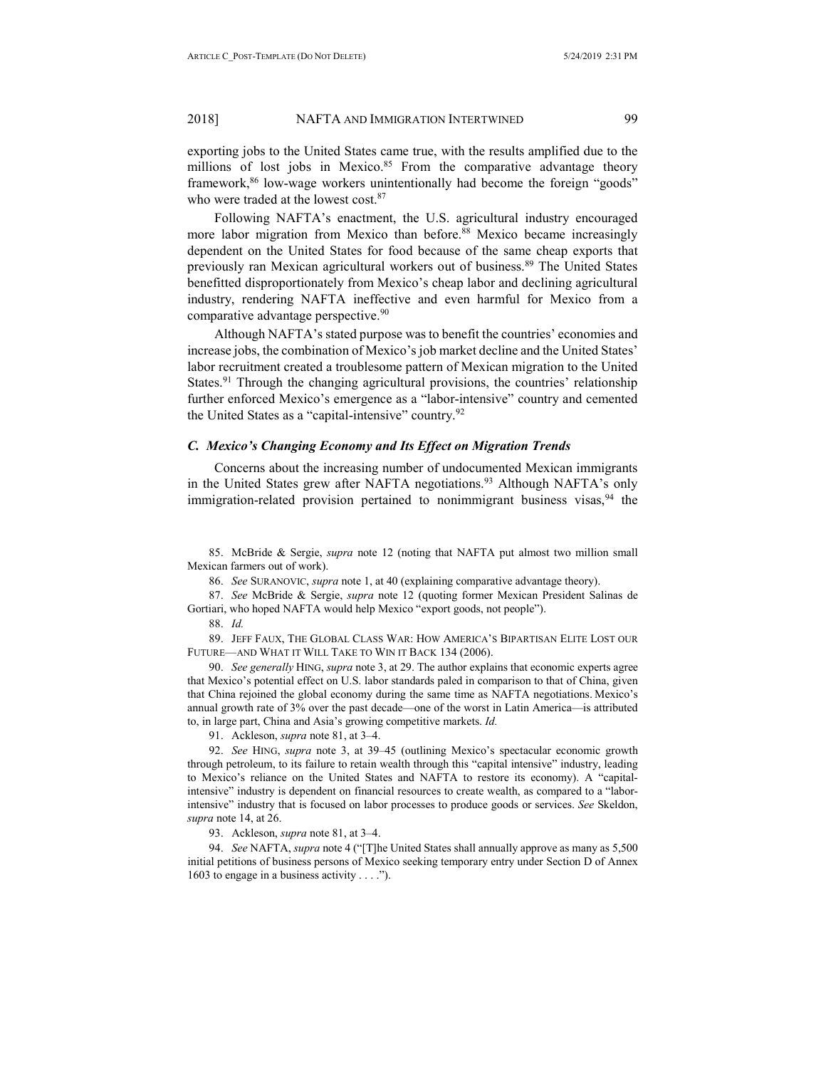exporting jobs to the United States came true, with the results amplified due to the millions of lost jobs in Mexico.[85] From the comparative advantage theory framework,[86] low-wage workers unintentionally had become the foreign "goods" who were traded at the lowest cost.[87]

Following NAFTA's enactment, the U.S. agricultural industry encouraged more labor migration from Mexico than before.[88] Mexico became increasingly dependent on the United States for food because of the same cheap exports that previously ran Mexican agricultural workers out of business.[89] The United States benefitted disproportionately from Mexico's cheap labor and declining agricultural industry, rendering NAFTA ineffective and even harmful for Mexico from a comparative advantage perspective.[90]

Although NAFTA's stated purpose was to benefit the countries' economies and increase jobs, the combination of Mexico's job market decline and the United States' labor recruitment created a troublesome pattern of Mexican migration to the United States.[91] Through the changing agricultural provisions, the countries' relationship further enforced Mexico's emergence as a "labor-intensive" country and cemented the United States as a "capital-intensive" country.[92]

### *C. Mexico's Changing Economy and Its Effect on Migration Trends*

Concerns about the increasing number of undocumented Mexican immigrants in the United States grew after NAFTA negotiations.[93] Although NAFTA's only immigration-related provision pertained to nonimmigrant business visas,[94] the

---

85. McBride & Sergie, *supra* note 12 (noting that NAFTA put almost two million small Mexican farmers out of work).

86. *See* SURANOVIC, *supra* note 1, at 40 (explaining comparative advantage theory).

87. *See* McBride & Sergie, *supra* note 12 (quoting former Mexican President Salinas de Gortiari, who hoped NAFTA would help Mexico "export goods, not people").

88. *Id.*

89. JEFF FAUX, THE GLOBAL CLASS WAR: HOW AMERICA'S BIPARTISAN ELITE LOST OUR FUTURE—AND WHAT IT WILL TAKE TO WIN IT BACK 134 (2006).

90. *See generally* HING, *supra* note 3, at 29. The author explains that economic experts agree that Mexico's potential effect on U.S. labor standards paled in comparison to that of China, given that China rejoined the global economy during the same time as NAFTA negotiations. Mexico's annual growth rate of 3% over the past decade—one of the worst in Latin America—is attributed to, in large part, China and Asia's growing competitive markets. *Id.*

91. Ackleson, *supra* note 81, at 3–4.

92. *See* HING, *supra* note 3, at 39–45 (outlining Mexico's spectacular economic growth through petroleum, to its failure to retain wealth through this "capital intensive" industry, leading to Mexico's reliance on the United States and NAFTA to restore its economy). A "capital-intensive" industry is dependent on financial resources to create wealth, as compared to a "labor-intensive" industry that is focused on labor processes to produce goods or services. *See* Skeldon, *supra* note 14, at 26.

93. Ackleson, *supra* note 81, at 3–4.

94. *See* NAFTA, *supra* note 4 ("[T]he United States shall annually approve as many as 5,500 initial petitions of business persons of Mexico seeking temporary entry under Section D of Annex 1603 to engage in a business activity . . . .").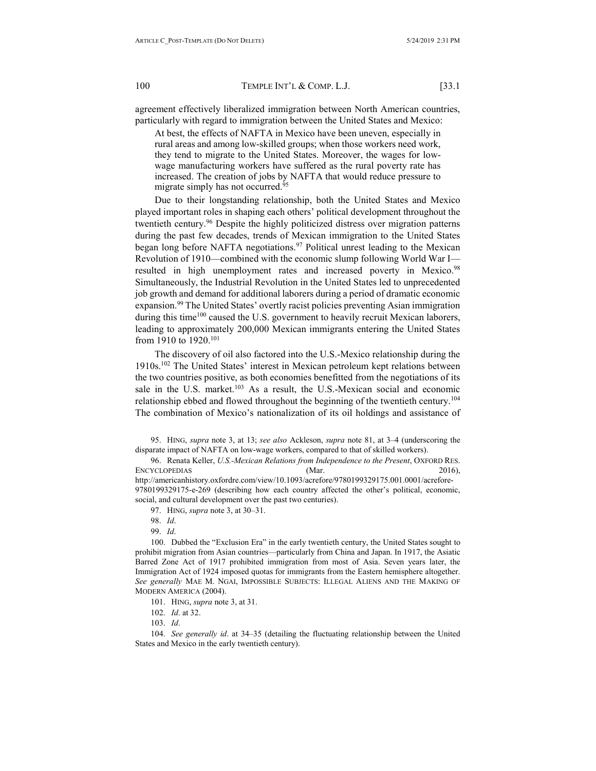agreement effectively liberalized immigration between North American countries, particularly with regard to immigration between the United States and Mexico:

> At best, the effects of NAFTA in Mexico have been uneven, especially in rural areas and among low-skilled groups; when those workers need work, they tend to migrate to the United States. Moreover, the wages for low-wage manufacturing workers have suffered as the rural poverty rate has increased. The creation of jobs by NAFTA that would reduce pressure to migrate simply has not occurred.[95]

Due to their longstanding relationship, both the United States and Mexico played important roles in shaping each others' political development throughout the twentieth century.[96] Despite the highly politicized distress over migration patterns during the past few decades, trends of Mexican immigration to the United States began long before NAFTA negotiations.[97] Political unrest leading to the Mexican Revolution of 1910—combined with the economic slump following World War I—resulted in high unemployment rates and increased poverty in Mexico.[98] Simultaneously, the Industrial Revolution in the United States led to unprecedented job growth and demand for additional laborers during a period of dramatic economic expansion.[99] The United States' overtly racist policies preventing Asian immigration during this time[100] caused the U.S. government to heavily recruit Mexican laborers, leading to approximately 200,000 Mexican immigrants entering the United States from 1910 to 1920.[101]

The discovery of oil also factored into the U.S.-Mexico relationship during the 1910s.[102] The United States' interest in Mexican petroleum kept relations between the two countries positive, as both economies benefitted from the negotiations of its sale in the U.S. market.[103] As a result, the U.S.-Mexican social and economic relationship ebbed and flowed throughout the beginning of the twentieth century.[104] The combination of Mexico's nationalization of its oil holdings and assistance of

---

95. HING, *supra* note 3, at 13; *see also* Ackleson, *supra* note 81, at 3–4 (underscoring the disparate impact of NAFTA on low-wage workers, compared to that of skilled workers).

96. Renata Keller, *U.S.-Mexican Relations from Independence to the Present*, OXFORD RES. ENCYCLOPEDIAS (Mar. 2016), http://americanhistory.oxfordre.com/view/10.1093/acrefore/9780199329175.001.0001/acrefore-9780199329175-e-269 (describing how each country affected the other's political, economic, social, and cultural development over the past two centuries).

97. HING, *supra* note 3, at 30–31.

98. *Id*.

99. *Id*.

100. Dubbed the "Exclusion Era" in the early twentieth century, the United States sought to prohibit migration from Asian countries—particularly from China and Japan. In 1917, the Asiatic Barred Zone Act of 1917 prohibited immigration from most of Asia. Seven years later, the Immigration Act of 1924 imposed quotas for immigrants from the Eastern hemisphere altogether. *See generally* MAE M. NGAI, IMPOSSIBLE SUBJECTS: ILLEGAL ALIENS AND THE MAKING OF MODERN AMERICA (2004).

101. HING, *supra* note 3, at 31.

102. *Id*. at 32.

103. *Id*.

104. *See generally id*. at 34–35 (detailing the fluctuating relationship between the United States and Mexico in the early twentieth century).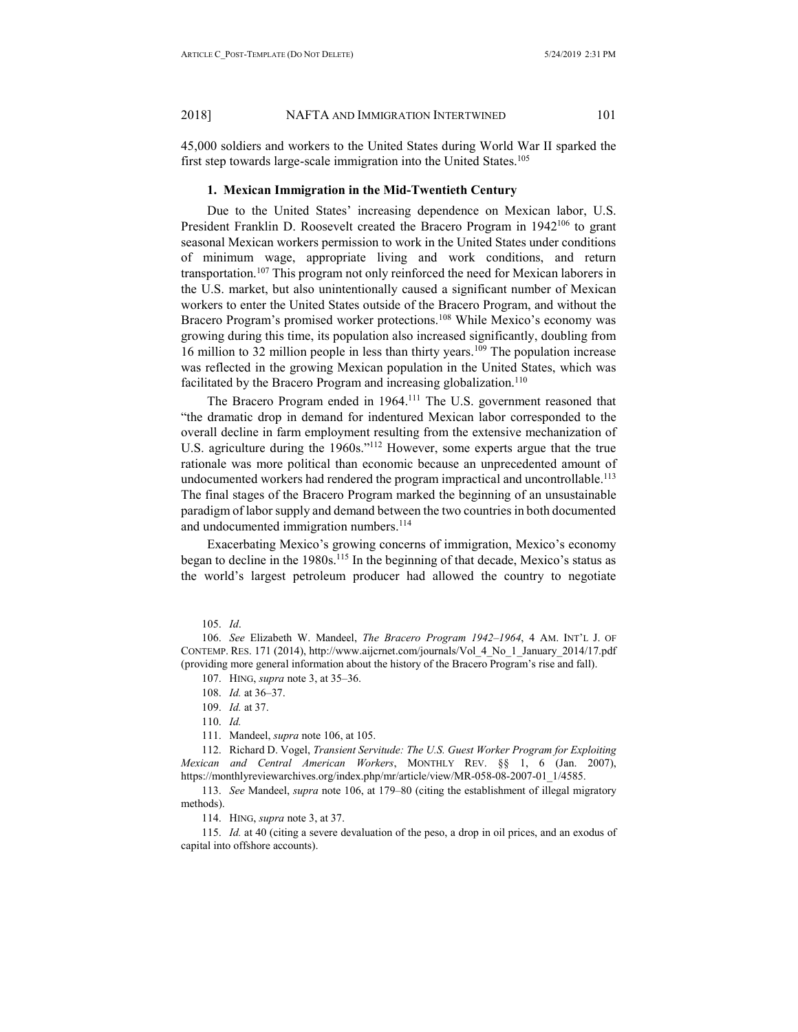45,000 soldiers and workers to the United States during World War II sparked the first step towards large-scale immigration into the United States.[105]

### 1. Mexican Immigration in the Mid-Twentieth Century

Due to the United States' increasing dependence on Mexican labor, U.S. President Franklin D. Roosevelt created the Bracero Program in 1942[106] to grant seasonal Mexican workers permission to work in the United States under conditions of minimum wage, appropriate living and work conditions, and return transportation.[107] This program not only reinforced the need for Mexican laborers in the U.S. market, but also unintentionally caused a significant number of Mexican workers to enter the United States outside of the Bracero Program, and without the Bracero Program's promised worker protections.[108] While Mexico's economy was growing during this time, its population also increased significantly, doubling from 16 million to 32 million people in less than thirty years.[109] The population increase was reflected in the growing Mexican population in the United States, which was facilitated by the Bracero Program and increasing globalization.[110]

The Bracero Program ended in 1964.[111] The U.S. government reasoned that "the dramatic drop in demand for indentured Mexican labor corresponded to the overall decline in farm employment resulting from the extensive mechanization of U.S. agriculture during the 1960s."[112] However, some experts argue that the true rationale was more political than economic because an unprecedented amount of undocumented workers had rendered the program impractical and uncontrollable.[113] The final stages of the Bracero Program marked the beginning of an unsustainable paradigm of labor supply and demand between the two countries in both documented and undocumented immigration numbers.[114]

Exacerbating Mexico's growing concerns of immigration, Mexico's economy began to decline in the 1980s.[115] In the beginning of that decade, Mexico's status as the world's largest petroleum producer had allowed the country to negotiate

---

105. *Id*.

106. *See* Elizabeth W. Mandeel, *The Bracero Program 1942–1964*, 4 AM. INT'L J. OF CONTEMP. RES. 171 (2014), http://www.aijcrnet.com/journals/Vol_4_No_1_January_2014/17.pdf (providing more general information about the history of the Bracero Program's rise and fall).

107. HING, *supra* note 3, at 35–36.

108. *Id.* at 36–37.

109. *Id.* at 37.

110. *Id.*

111. Mandeel, *supra* note 106, at 105.

112. Richard D. Vogel, *Transient Servitude: The U.S. Guest Worker Program for Exploiting Mexican and Central American Workers*, MONTHLY REV. §§ 1, 6 (Jan. 2007), https://monthlyreviewarchives.org/index.php/mr/article/view/MR-058-08-2007-01_1/4585.

113. *See* Mandeel, *supra* note 106, at 179–80 (citing the establishment of illegal migratory methods).

114. HING, *supra* note 3, at 37.

115. *Id.* at 40 (citing a severe devaluation of the peso, a drop in oil prices, and an exodus of capital into offshore accounts).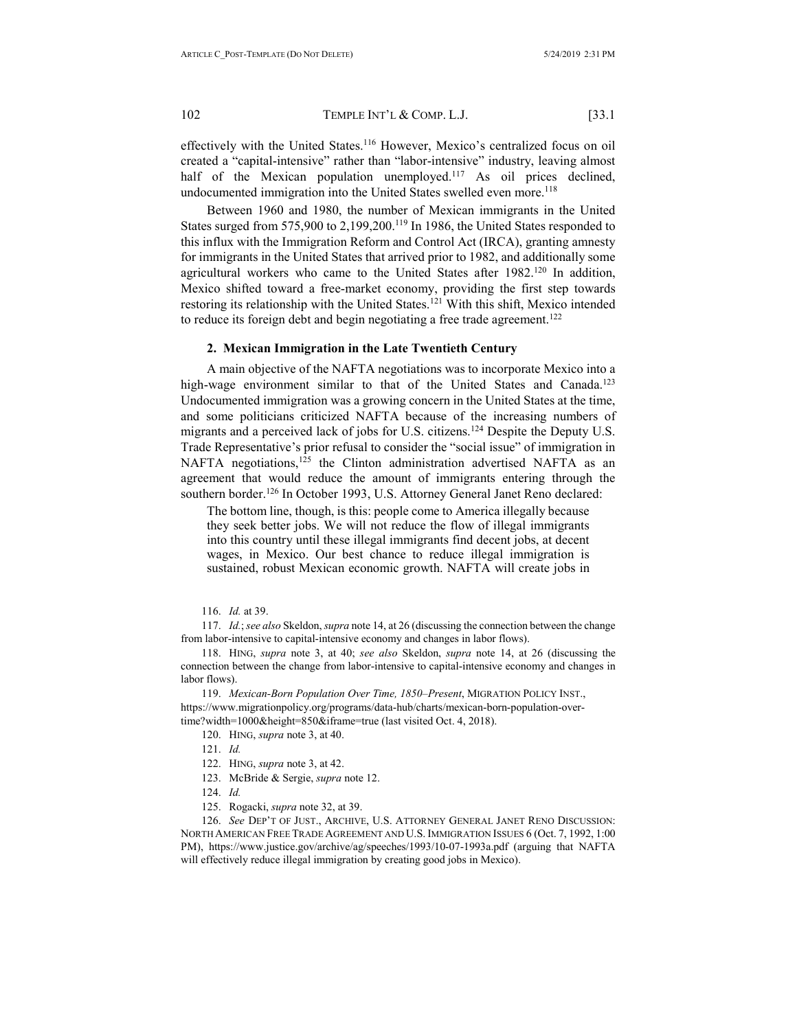effectively with the United States.[116] However, Mexico's centralized focus on oil created a "capital-intensive" rather than "labor-intensive" industry, leaving almost half of the Mexican population unemployed.[117] As oil prices declined, undocumented immigration into the United States swelled even more.[118]

Between 1960 and 1980, the number of Mexican immigrants in the United States surged from 575,900 to 2,199,200.[119] In 1986, the United States responded to this influx with the Immigration Reform and Control Act (IRCA), granting amnesty for immigrants in the United States that arrived prior to 1982, and additionally some agricultural workers who came to the United States after 1982.[120] In addition, Mexico shifted toward a free-market economy, providing the first step towards restoring its relationship with the United States.[121] With this shift, Mexico intended to reduce its foreign debt and begin negotiating a free trade agreement.[122]

### 2. Mexican Immigration in the Late Twentieth Century

A main objective of the NAFTA negotiations was to incorporate Mexico into a high-wage environment similar to that of the United States and Canada.[123] Undocumented immigration was a growing concern in the United States at the time, and some politicians criticized NAFTA because of the increasing numbers of migrants and a perceived lack of jobs for U.S. citizens.[124] Despite the Deputy U.S. Trade Representative's prior refusal to consider the "social issue" of immigration in NAFTA negotiations,[125] the Clinton administration advertised NAFTA as an agreement that would reduce the amount of immigrants entering through the southern border.[126] In October 1993, U.S. Attorney General Janet Reno declared:

> The bottom line, though, is this: people come to America illegally because they seek better jobs. We will not reduce the flow of illegal immigrants into this country until these illegal immigrants find decent jobs, at decent wages, in Mexico. Our best chance to reduce illegal immigration is sustained, robust Mexican economic growth. NAFTA will create jobs in

---

116. *Id.* at 39.

117. *Id.*; *see also* Skeldon, *supra* note 14, at 26 (discussing the connection between the change from labor-intensive to capital-intensive economy and changes in labor flows).

118. HING, *supra* note 3, at 40; *see also* Skeldon, *supra* note 14, at 26 (discussing the connection between the change from labor-intensive to capital-intensive economy and changes in labor flows).

119. *Mexican-Born Population Over Time, 1850–Present*, MIGRATION POLICY INST., https://www.migrationpolicy.org/programs/data-hub/charts/mexican-born-population-over-time?width=1000&height=850&iframe=true (last visited Oct. 4, 2018).

120. HING, *supra* note 3, at 40.

121. *Id.*

122. HING, *supra* note 3, at 42.

123. McBride & Sergie, *supra* note 12.

124. *Id.*

125. Rogacki, *supra* note 32, at 39.

126. *See* DEP'T OF JUST., ARCHIVE, U.S. ATTORNEY GENERAL JANET RENO DISCUSSION: NORTH AMERICAN FREE TRADE AGREEMENT AND U.S. IMMIGRATION ISSUES 6 (Oct. 7, 1992, 1:00 PM), https://www.justice.gov/archive/ag/speeches/1993/10-07-1993a.pdf (arguing that NAFTA will effectively reduce illegal immigration by creating good jobs in Mexico).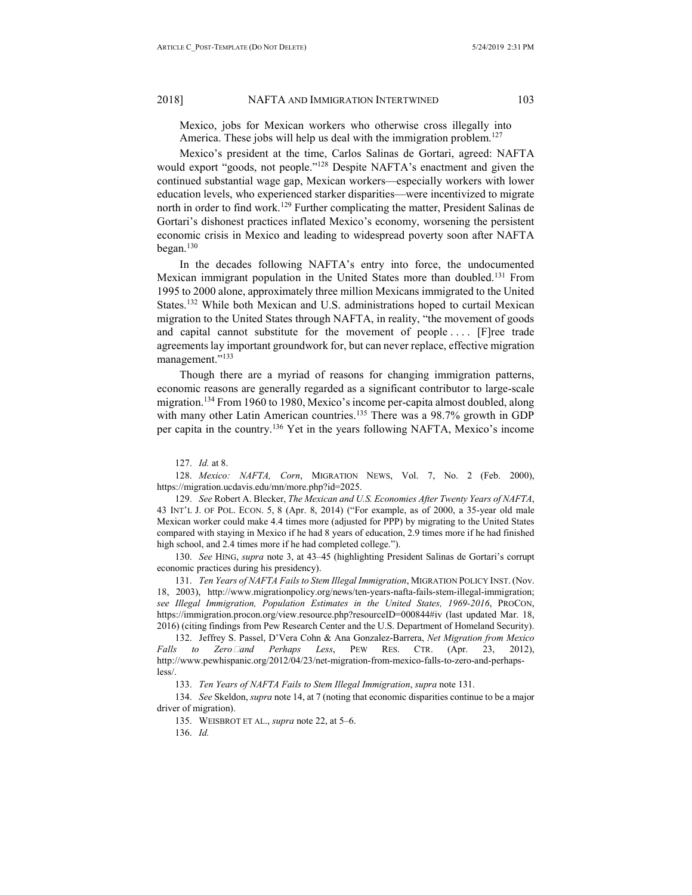Mexico, jobs for Mexican workers who otherwise cross illegally into America. These jobs will help us deal with the immigration problem.[127]

Mexico's president at the time, Carlos Salinas de Gortari, agreed: NAFTA would export "goods, not people."[128] Despite NAFTA's enactment and given the continued substantial wage gap, Mexican workers—especially workers with lower education levels, who experienced starker disparities—were incentivized to migrate north in order to find work.[129] Further complicating the matter, President Salinas de Gortari's dishonest practices inflated Mexico's economy, worsening the persistent economic crisis in Mexico and leading to widespread poverty soon after NAFTA began.[130]

In the decades following NAFTA's entry into force, the undocumented Mexican immigrant population in the United States more than doubled.[131] From 1995 to 2000 alone, approximately three million Mexicans immigrated to the United States.[132] While both Mexican and U.S. administrations hoped to curtail Mexican migration to the United States through NAFTA, in reality, "the movement of goods and capital cannot substitute for the movement of people . . . . [F]ree trade agreements lay important groundwork for, but can never replace, effective migration management."[133]

Though there are a myriad of reasons for changing immigration patterns, economic reasons are generally regarded as a significant contributor to large-scale migration.[134] From 1960 to 1980, Mexico's income per-capita almost doubled, along with many other Latin American countries.[135] There was a 98.7% growth in GDP per capita in the country.[136] Yet in the years following NAFTA, Mexico's income

127. *Id.* at 8.

128. *Mexico: NAFTA, Corn*, MIGRATION NEWS, Vol. 7, No. 2 (Feb. 2000), https://migration.ucdavis.edu/mn/more.php?id=2025.

129. *See* Robert A. Blecker, *The Mexican and U.S. Economies After Twenty Years of NAFTA*, 43 INT'L J. OF POL. ECON. 5, 8 (Apr. 8, 2014) ("For example, as of 2000, a 35-year old male Mexican worker could make 4.4 times more (adjusted for PPP) by migrating to the United States compared with staying in Mexico if he had 8 years of education, 2.9 times more if he had finished high school, and 2.4 times more if he had completed college.").

130. *See* HING, *supra* note 3, at 43–45 (highlighting President Salinas de Gortari's corrupt economic practices during his presidency).

131. *Ten Years of NAFTA Fails to Stem Illegal Immigration*, MIGRATION POLICY INST. (Nov. 18, 2003), http://www.migrationpolicy.org/news/ten-years-nafta-fails-stem-illegal-immigration; *see Illegal Immigration, Population Estimates in the United States, 1969-2016*, PROCON, https://immigration.procon.org/view.resource.php?resourceID=000844#iv (last updated Mar. 18, 2016) (citing findings from Pew Research Center and the U.S. Department of Homeland Security).

132. Jeffrey S. Passel, D'Vera Cohn & Ana Gonzalez-Barrera, *Net Migration from Mexico Falls to Zero and Perhaps Less*, PEW RES. CTR. (Apr. 23, 2012), http://www.pewhispanic.org/2012/04/23/net-migration-from-mexico-falls-to-zero-and-perhaps-less/.

133. *Ten Years of NAFTA Fails to Stem Illegal Immigration*, *supra* note 131.

134. *See* Skeldon, *supra* note 14, at 7 (noting that economic disparities continue to be a major driver of migration).

135. WEISBROT ET AL., *supra* note 22, at 5–6.

136. *Id.*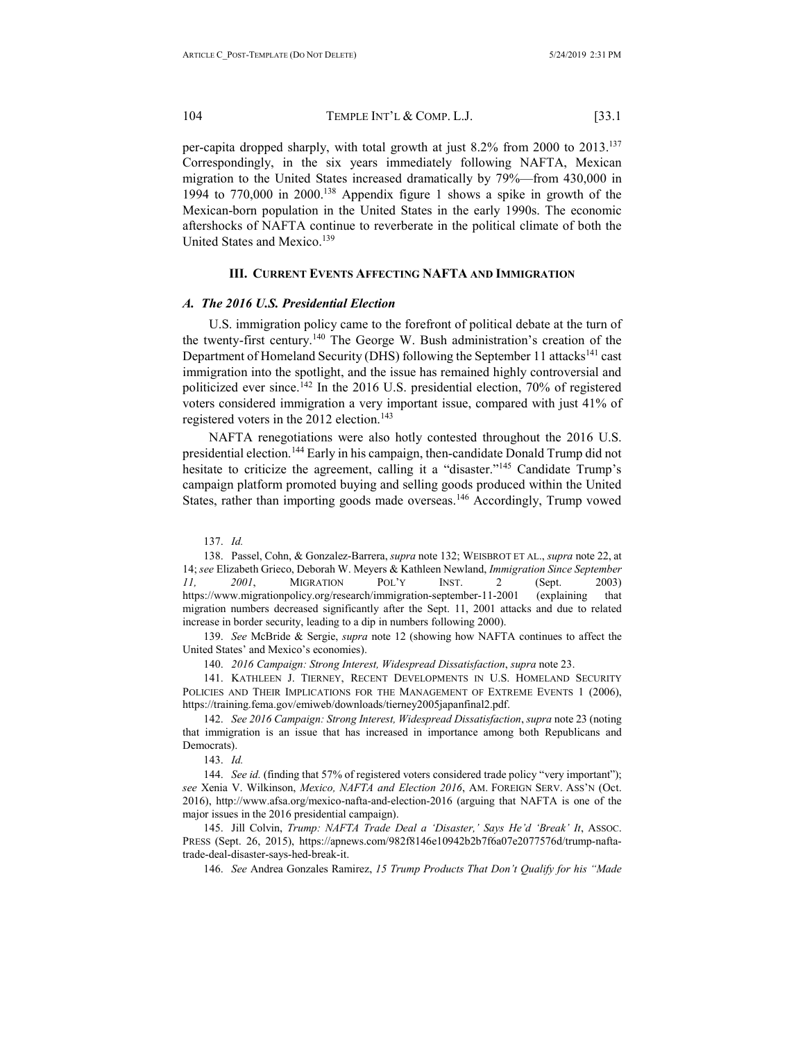per-capita dropped sharply, with total growth at just 8.2% from 2000 to 2013.[137] Correspondingly, in the six years immediately following NAFTA, Mexican migration to the United States increased dramatically by 79%—from 430,000 in 1994 to 770,000 in 2000.[138] Appendix figure 1 shows a spike in growth of the Mexican-born population in the United States in the early 1990s. The economic aftershocks of NAFTA continue to reverberate in the political climate of both the United States and Mexico.[139]

## III. CURRENT EVENTS AFFECTING NAFTA AND IMMIGRATION

### *A. The 2016 U.S. Presidential Election*

U.S. immigration policy came to the forefront of political debate at the turn of the twenty-first century.[140] The George W. Bush administration's creation of the Department of Homeland Security (DHS) following the September 11 attacks[141] cast immigration into the spotlight, and the issue has remained highly controversial and politicized ever since.[142] In the 2016 U.S. presidential election, 70% of registered voters considered immigration a very important issue, compared with just 41% of registered voters in the 2012 election.[143]

NAFTA renegotiations were also hotly contested throughout the 2016 U.S. presidential election.[144] Early in his campaign, then-candidate Donald Trump did not hesitate to criticize the agreement, calling it a "disaster."[145] Candidate Trump's campaign platform promoted buying and selling goods produced within the United States, rather than importing goods made overseas.[146] Accordingly, Trump vowed

---

137. *Id.*

138. Passel, Cohn, & Gonzalez-Barrera, *supra* note 132; WEISBROT ET AL., *supra* note 22, at 14; *see* Elizabeth Grieco, Deborah W. Meyers & Kathleen Newland, *Immigration Since September 11, 2001*, MIGRATION POL'Y INST. 2 (Sept. 2003) https://www.migrationpolicy.org/research/immigration-september-11-2001 (explaining that migration numbers decreased significantly after the Sept. 11, 2001 attacks and due to related increase in border security, leading to a dip in numbers following 2000).

139. *See* McBride & Sergie, *supra* note 12 (showing how NAFTA continues to affect the United States' and Mexico's economies).

140. *2016 Campaign: Strong Interest, Widespread Dissatisfaction*, *supra* note 23.

141. KATHLEEN J. TIERNEY, RECENT DEVELOPMENTS IN U.S. HOMELAND SECURITY POLICIES AND THEIR IMPLICATIONS FOR THE MANAGEMENT OF EXTREME EVENTS 1 (2006), https://training.fema.gov/emiweb/downloads/tierney2005japanfinal2.pdf.

142. *See 2016 Campaign: Strong Interest, Widespread Dissatisfaction*, *supra* note 23 (noting that immigration is an issue that has increased in importance among both Republicans and Democrats).

143. *Id.*

144. *See id.* (finding that 57% of registered voters considered trade policy "very important"); *see* Xenia V. Wilkinson, *Mexico, NAFTA and Election 2016*, AM. FOREIGN SERV. ASS'N (Oct. 2016), http://www.afsa.org/mexico-nafta-and-election-2016 (arguing that NAFTA is one of the major issues in the 2016 presidential campaign).

145. Jill Colvin, *Trump: NAFTA Trade Deal a 'Disaster,' Says He'd 'Break' It*, ASSOC. PRESS (Sept. 26, 2015), https://apnews.com/982f8146e10942b2b7f6a07e2077576d/trump-nafta-trade-deal-disaster-says-hed-break-it.

146. *See* Andrea Gonzales Ramirez, *15 Trump Products That Don't Qualify for his "Made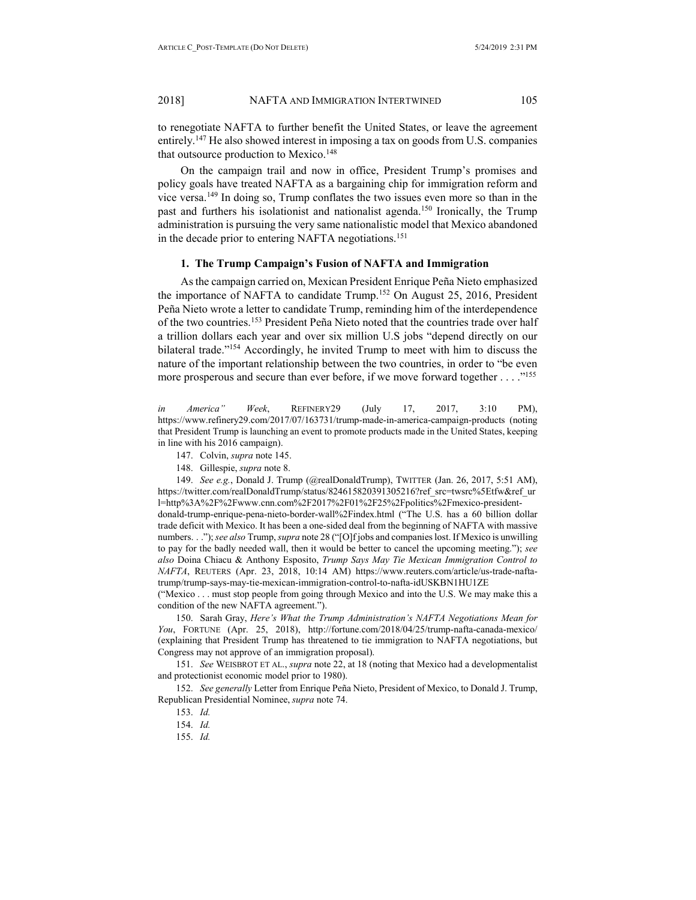to renegotiate NAFTA to further benefit the United States, or leave the agreement entirely.[147] He also showed interest in imposing a tax on goods from U.S. companies that outsource production to Mexico.[148]

On the campaign trail and now in office, President Trump's promises and policy goals have treated NAFTA as a bargaining chip for immigration reform and vice versa.[149] In doing so, Trump conflates the two issues even more so than in the past and furthers his isolationist and nationalist agenda.[150] Ironically, the Trump administration is pursuing the very same nationalistic model that Mexico abandoned in the decade prior to entering NAFTA negotiations.[151]

### 1. The Trump Campaign's Fusion of NAFTA and Immigration

As the campaign carried on, Mexican President Enrique Peña Nieto emphasized the importance of NAFTA to candidate Trump.[152] On August 25, 2016, President Peña Nieto wrote a letter to candidate Trump, reminding him of the interdependence of the two countries.[153] President Peña Nieto noted that the countries trade over half a trillion dollars each year and over six million U.S jobs "depend directly on our bilateral trade."[154] Accordingly, he invited Trump to meet with him to discuss the nature of the important relationship between the two countries, in order to "be even more prosperous and secure than ever before, if we move forward together . . . ."[155]

---

*in America" Week*, REFINERY29 (July 17, 2017, 3:10 PM), https://www.refinery29.com/2017/07/163731/trump-made-in-america-campaign-products (noting that President Trump is launching an event to promote products made in the United States, keeping in line with his 2016 campaign).

147. Colvin, *supra* note 145.

148. Gillespie, *supra* note 8.

149. *See e.g.*, Donald J. Trump (@realDonaldTrump), TWITTER (Jan. 26, 2017, 5:51 AM), https://twitter.com/realDonaldTrump/status/824615820391305216?ref_src=twsrc%5Etfw&ref_url=http%3A%2F%2Fwww.cnn.com%2F2017%2F01%2F25%2Fpolitics%2Fmexico-president-donald-trump-enrique-pena-nieto-border-wall%2Findex.html ("The U.S. has a 60 billion dollar trade deficit with Mexico. It has been a one-sided deal from the beginning of NAFTA with massive numbers. . ."); *see also* Trump, *supra* note 28 ("[O]f jobs and companies lost. If Mexico is unwilling to pay for the badly needed wall, then it would be better to cancel the upcoming meeting."); *see also* Doina Chiacu & Anthony Esposito, *Trump Says May Tie Mexican Immigration Control to NAFTA*, REUTERS (Apr. 23, 2018, 10:14 AM) https://www.reuters.com/article/us-trade-nafta-trump/trump-says-may-tie-mexican-immigration-control-to-nafta-idUSKBN1HU1ZE ("Mexico . . . must stop people from going through Mexico and into the U.S. We may make this a condition of the new NAFTA agreement.").

150. Sarah Gray, *Here's What the Trump Administration's NAFTA Negotiations Mean for You*, FORTUNE (Apr. 25, 2018), http://fortune.com/2018/04/25/trump-nafta-canada-mexico/ (explaining that President Trump has threatened to tie immigration to NAFTA negotiations, but Congress may not approve of an immigration proposal).

151. *See* WEISBROT ET AL., *supra* note 22, at 18 (noting that Mexico had a developmentalist and protectionist economic model prior to 1980).

152. *See generally* Letter from Enrique Peña Nieto, President of Mexico, to Donald J. Trump, Republican Presidential Nominee, *supra* note 74.

153. *Id.*

154. *Id.*

155. *Id.*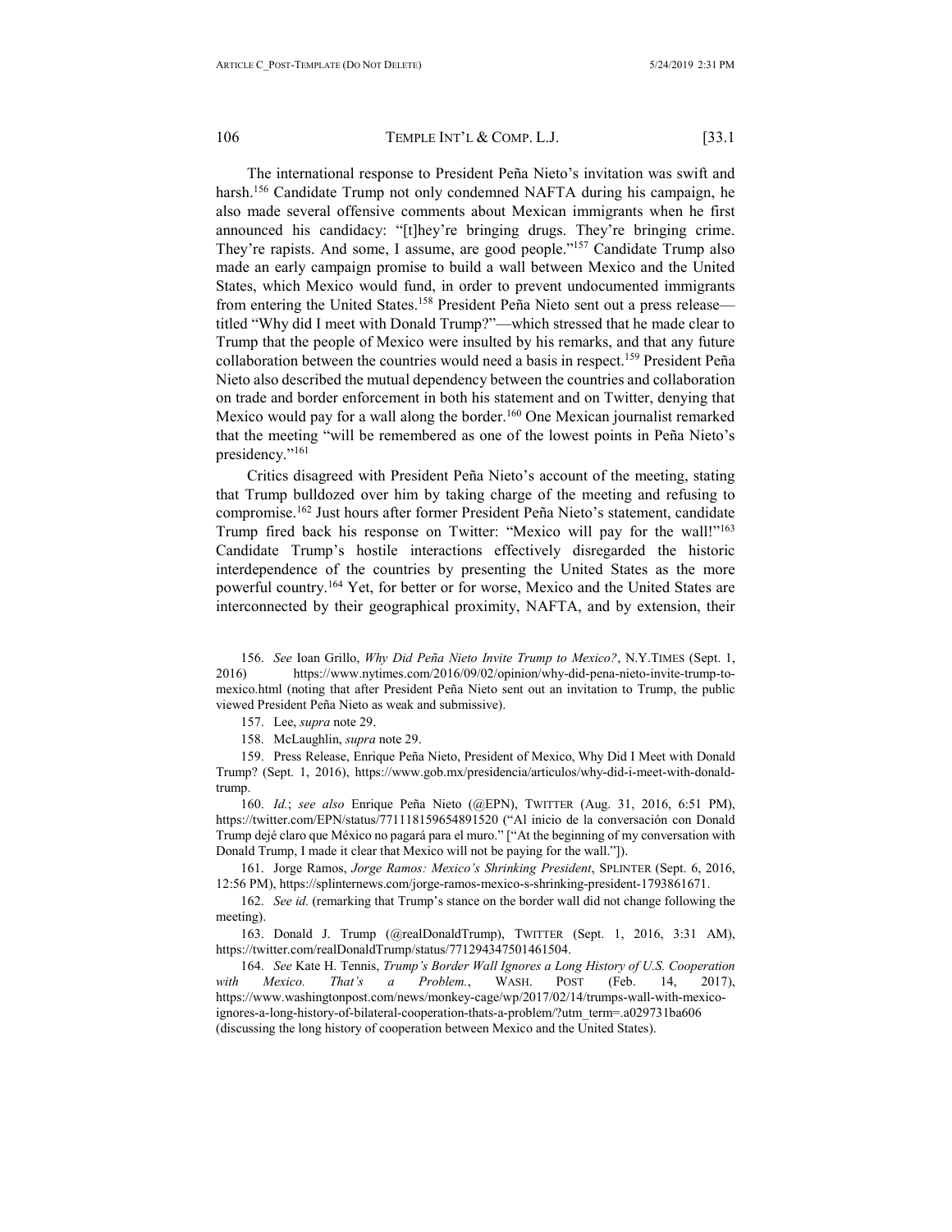The international response to President Peña Nieto's invitation was swift and harsh.[156] Candidate Trump not only condemned NAFTA during his campaign, he also made several offensive comments about Mexican immigrants when he first announced his candidacy: "[t]hey're bringing drugs. They're bringing crime. They're rapists. And some, I assume, are good people."[157] Candidate Trump also made an early campaign promise to build a wall between Mexico and the United States, which Mexico would fund, in order to prevent undocumented immigrants from entering the United States.[158] President Peña Nieto sent out a press release—titled "Why did I meet with Donald Trump?"—which stressed that he made clear to Trump that the people of Mexico were insulted by his remarks, and that any future collaboration between the countries would need a basis in respect.[159] President Peña Nieto also described the mutual dependency between the countries and collaboration on trade and border enforcement in both his statement and on Twitter, denying that Mexico would pay for a wall along the border.[160] One Mexican journalist remarked that the meeting "will be remembered as one of the lowest points in Peña Nieto's presidency."[161]

Critics disagreed with President Peña Nieto's account of the meeting, stating that Trump bulldozed over him by taking charge of the meeting and refusing to compromise.[162] Just hours after former President Peña Nieto's statement, candidate Trump fired back his response on Twitter: "Mexico will pay for the wall!"[163] Candidate Trump's hostile interactions effectively disregarded the historic interdependence of the countries by presenting the United States as the more powerful country.[164] Yet, for better or for worse, Mexico and the United States are interconnected by their geographical proximity, NAFTA, and by extension, their

156. *See* Ioan Grillo, *Why Did Peña Nieto Invite Trump to Mexico?*, N.Y.TIMES (Sept. 1, 2016) https://www.nytimes.com/2016/09/02/opinion/why-did-pena-nieto-invite-trump-to-mexico.html (noting that after President Peña Nieto sent out an invitation to Trump, the public viewed President Peña Nieto as weak and submissive).

157. Lee, *supra* note 29.

158. McLaughlin, *supra* note 29.

159. Press Release, Enrique Peña Nieto, President of Mexico, Why Did I Meet with Donald Trump? (Sept. 1, 2016), https://www.gob.mx/presidencia/articulos/why-did-i-meet-with-donald-trump.

160. *Id.*; *see also* Enrique Peña Nieto (@EPN), TWITTER (Aug. 31, 2016, 6:51 PM), https://twitter.com/EPN/status/771118159654891520 ("Al inicio de la conversación con Donald Trump dejé claro que México no pagará para el muro." ["At the beginning of my conversation with Donald Trump, I made it clear that Mexico will not be paying for the wall."]).

161. Jorge Ramos, *Jorge Ramos: Mexico's Shrinking President*, SPLINTER (Sept. 6, 2016, 12:56 PM), https://splinternews.com/jorge-ramos-mexico-s-shrinking-president-1793861671.

162. *See id.* (remarking that Trump's stance on the border wall did not change following the meeting).

163. Donald J. Trump (@realDonaldTrump), TWITTER (Sept. 1, 2016, 3:31 AM), https://twitter.com/realDonaldTrump/status/771294347501461504.

164. *See* Kate H. Tennis, *Trump's Border Wall Ignores a Long History of U.S. Cooperation with Mexico. That's a Problem.*, WASH. POST (Feb. 14, 2017), https://www.washingtonpost.com/news/monkey-cage/wp/2017/02/14/trumps-wall-with-mexico-ignores-a-long-history-of-bilateral-cooperation-thats-a-problem/?utm_term=.a029731ba606 (discussing the long history of cooperation between Mexico and the United States).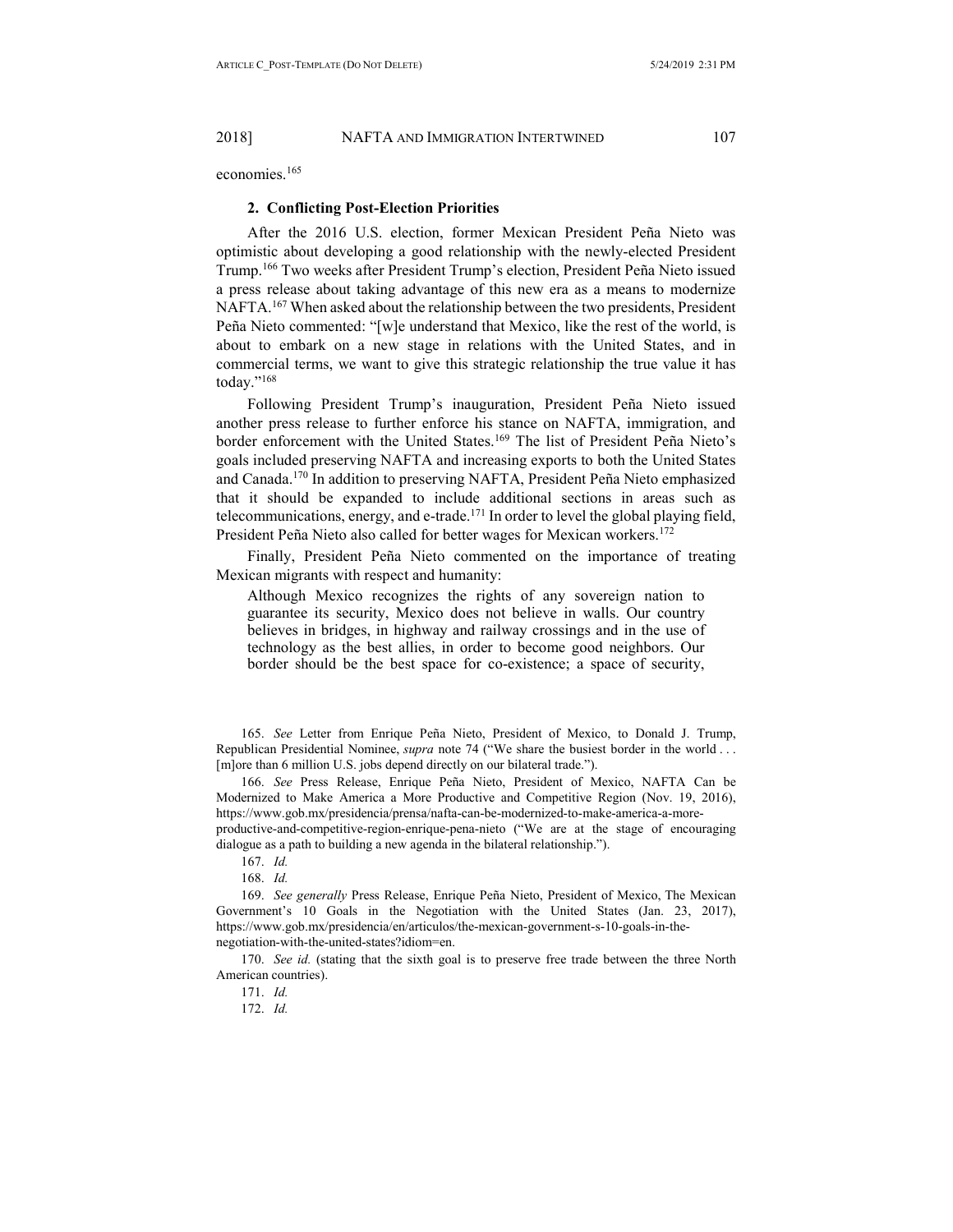economies.[165]

### 2. Conflicting Post-Election Priorities

After the 2016 U.S. election, former Mexican President Peña Nieto was optimistic about developing a good relationship with the newly-elected President Trump.[166] Two weeks after President Trump's election, President Peña Nieto issued a press release about taking advantage of this new era as a means to modernize NAFTA.[167] When asked about the relationship between the two presidents, President Peña Nieto commented: "[w]e understand that Mexico, like the rest of the world, is about to embark on a new stage in relations with the United States, and in commercial terms, we want to give this strategic relationship the true value it has today."[168]

Following President Trump's inauguration, President Peña Nieto issued another press release to further enforce his stance on NAFTA, immigration, and border enforcement with the United States.[169] The list of President Peña Nieto's goals included preserving NAFTA and increasing exports to both the United States and Canada.[170] In addition to preserving NAFTA, President Peña Nieto emphasized that it should be expanded to include additional sections in areas such as telecommunications, energy, and e-trade.[171] In order to level the global playing field, President Peña Nieto also called for better wages for Mexican workers.[172]

Finally, President Peña Nieto commented on the importance of treating Mexican migrants with respect and humanity:

> Although Mexico recognizes the rights of any sovereign nation to guarantee its security, Mexico does not believe in walls. Our country believes in bridges, in highway and railway crossings and in the use of technology as the best allies, in order to become good neighbors. Our border should be the best space for co-existence; a space of security,

---

165. *See* Letter from Enrique Peña Nieto, President of Mexico, to Donald J. Trump, Republican Presidential Nominee, *supra* note 74 ("We share the busiest border in the world . . . [m]ore than 6 million U.S. jobs depend directly on our bilateral trade.").

166. *See* Press Release, Enrique Peña Nieto, President of Mexico, NAFTA Can be Modernized to Make America a More Productive and Competitive Region (Nov. 19, 2016), https://www.gob.mx/presidencia/prensa/nafta-can-be-modernized-to-make-america-a-more-productive-and-competitive-region-enrique-pena-nieto ("We are at the stage of encouraging dialogue as a path to building a new agenda in the bilateral relationship.").

167. *Id.*

168. *Id.*

169. *See generally* Press Release, Enrique Peña Nieto, President of Mexico, The Mexican Government's 10 Goals in the Negotiation with the United States (Jan. 23, 2017), https://www.gob.mx/presidencia/en/articulos/the-mexican-government-s-10-goals-in-the-negotiation-with-the-united-states?idiom=en.

170. *See id.* (stating that the sixth goal is to preserve free trade between the three North American countries).

171. *Id.*

172. *Id.*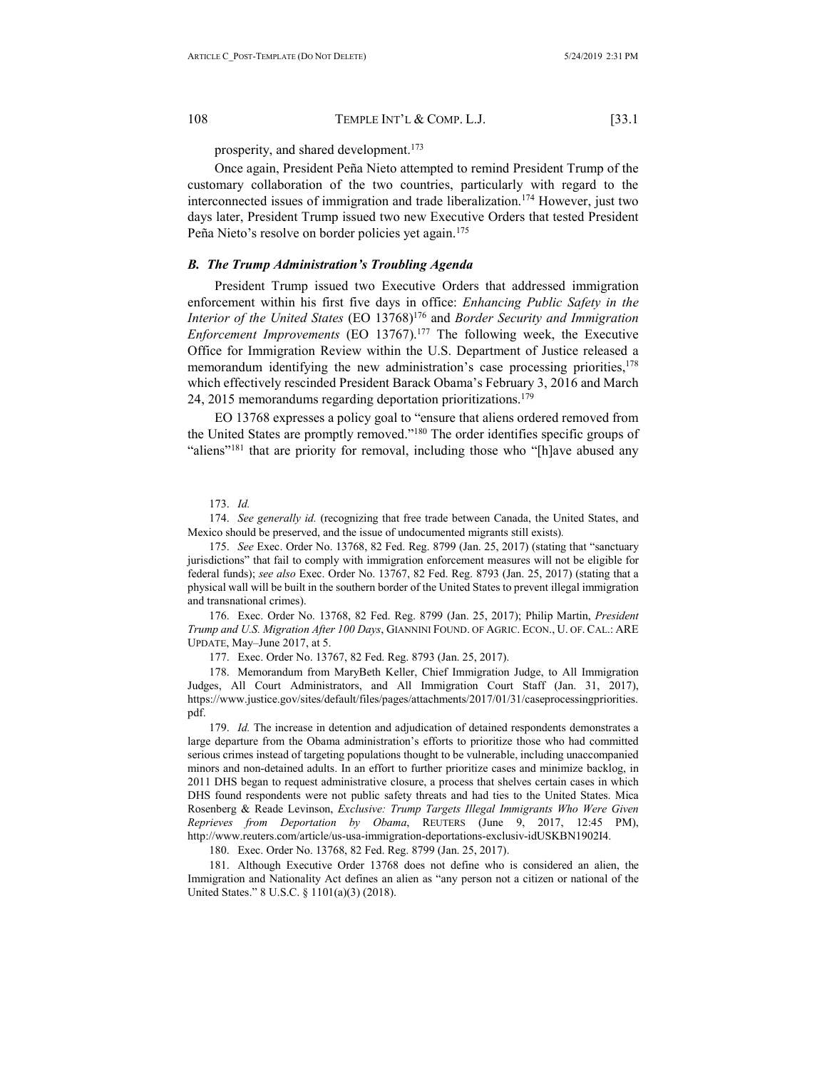prosperity, and shared development.[173]

Once again, President Peña Nieto attempted to remind President Trump of the customary collaboration of the two countries, particularly with regard to the interconnected issues of immigration and trade liberalization.[174] However, just two days later, President Trump issued two new Executive Orders that tested President Peña Nieto's resolve on border policies yet again.[175]

### *B. The Trump Administration's Troubling Agenda*

President Trump issued two Executive Orders that addressed immigration enforcement within his first five days in office: *Enhancing Public Safety in the Interior of the United States* (EO 13768)[176] and *Border Security and Immigration Enforcement Improvements* (EO 13767).[177] The following week, the Executive Office for Immigration Review within the U.S. Department of Justice released a memorandum identifying the new administration's case processing priorities,[178] which effectively rescinded President Barack Obama's February 3, 2016 and March 24, 2015 memorandums regarding deportation prioritizations.[179]

EO 13768 expresses a policy goal to "ensure that aliens ordered removed from the United States are promptly removed."[180] The order identifies specific groups of "aliens"[181] that are priority for removal, including those who "[h]ave abused any

---

173. *Id.*

174. *See generally id.* (recognizing that free trade between Canada, the United States, and Mexico should be preserved, and the issue of undocumented migrants still exists).

175. *See* Exec. Order No. 13768, 82 Fed. Reg. 8799 (Jan. 25, 2017) (stating that "sanctuary jurisdictions" that fail to comply with immigration enforcement measures will not be eligible for federal funds); *see also* Exec. Order No. 13767, 82 Fed. Reg. 8793 (Jan. 25, 2017) (stating that a physical wall will be built in the southern border of the United States to prevent illegal immigration and transnational crimes).

176. Exec. Order No. 13768, 82 Fed. Reg. 8799 (Jan. 25, 2017); Philip Martin, *President Trump and U.S. Migration After 100 Days*, GIANNINI FOUND. OF AGRIC. ECON., U. OF. CAL.: ARE UPDATE, May–June 2017, at 5.

177. Exec. Order No. 13767, 82 Fed. Reg. 8793 (Jan. 25, 2017).

178. Memorandum from MaryBeth Keller, Chief Immigration Judge, to All Immigration Judges, All Court Administrators, and All Immigration Court Staff (Jan. 31, 2017), https://www.justice.gov/sites/default/files/pages/attachments/2017/01/31/caseprocessingpriorities.pdf.

179. *Id.* The increase in detention and adjudication of detained respondents demonstrates a large departure from the Obama administration's efforts to prioritize those who had committed serious crimes instead of targeting populations thought to be vulnerable, including unaccompanied minors and non-detained adults. In an effort to further prioritize cases and minimize backlog, in 2011 DHS began to request administrative closure, a process that shelves certain cases in which DHS found respondents were not public safety threats and had ties to the United States. Mica Rosenberg & Reade Levinson, *Exclusive: Trump Targets Illegal Immigrants Who Were Given Reprieves from Deportation by Obama*, REUTERS (June 9, 2017, 12:45 PM), http://www.reuters.com/article/us-usa-immigration-deportations-exclusiv-idUSKBN1902I4.

180. Exec. Order No. 13768, 82 Fed. Reg. 8799 (Jan. 25, 2017).

181. Although Executive Order 13768 does not define who is considered an alien, the Immigration and Nationality Act defines an alien as "any person not a citizen or national of the United States." 8 U.S.C. § 1101(a)(3) (2018).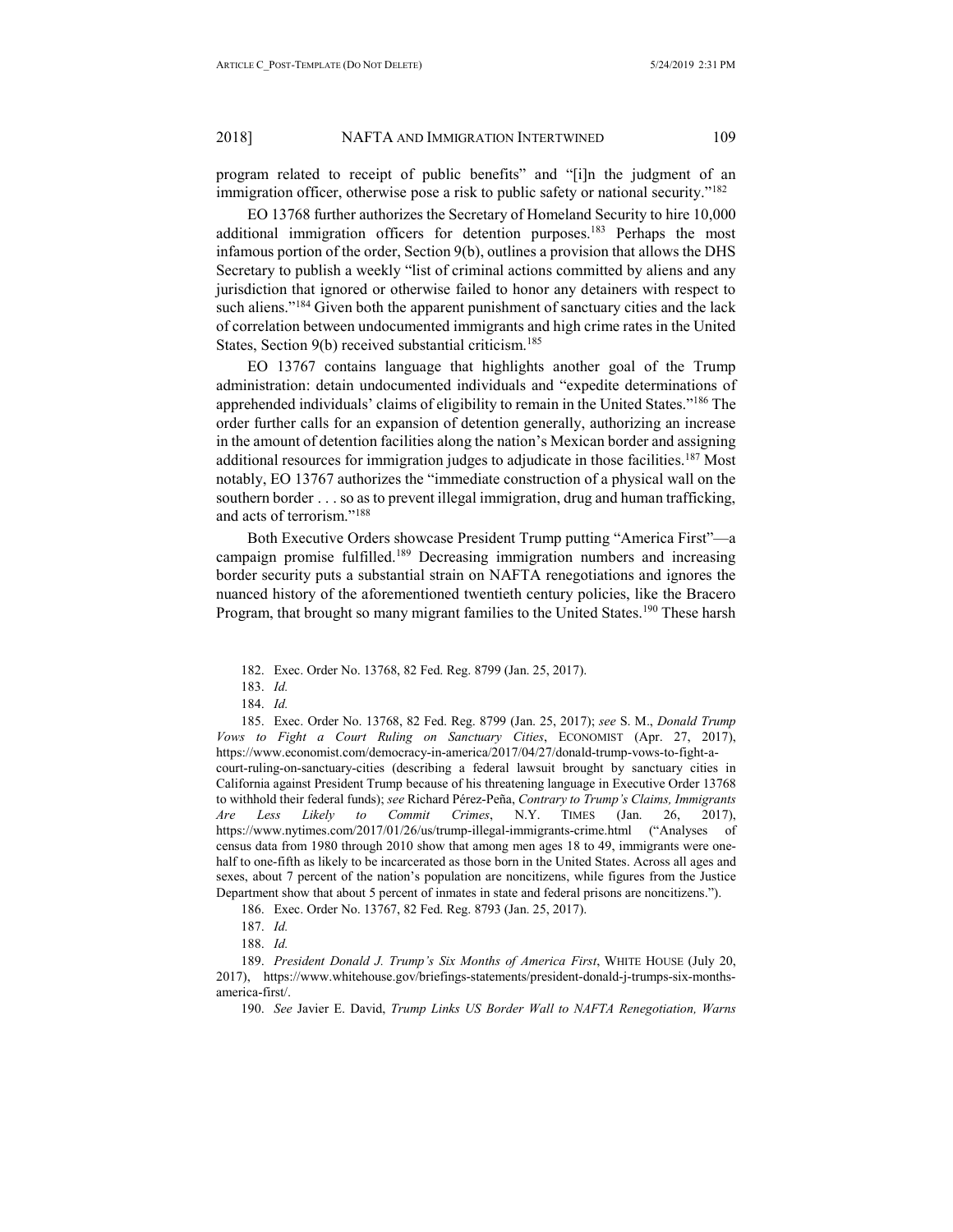program related to receipt of public benefits" and "[i]n the judgment of an immigration officer, otherwise pose a risk to public safety or national security."[182]

EO 13768 further authorizes the Secretary of Homeland Security to hire 10,000 additional immigration officers for detention purposes.[183] Perhaps the most infamous portion of the order, Section 9(b), outlines a provision that allows the DHS Secretary to publish a weekly "list of criminal actions committed by aliens and any jurisdiction that ignored or otherwise failed to honor any detainers with respect to such aliens."[184] Given both the apparent punishment of sanctuary cities and the lack of correlation between undocumented immigrants and high crime rates in the United States, Section 9(b) received substantial criticism.[185]

EO 13767 contains language that highlights another goal of the Trump administration: detain undocumented individuals and "expedite determinations of apprehended individuals' claims of eligibility to remain in the United States."[186] The order further calls for an expansion of detention generally, authorizing an increase in the amount of detention facilities along the nation's Mexican border and assigning additional resources for immigration judges to adjudicate in those facilities.[187] Most notably, EO 13767 authorizes the "immediate construction of a physical wall on the southern border . . . so as to prevent illegal immigration, drug and human trafficking, and acts of terrorism."[188]

Both Executive Orders showcase President Trump putting "America First"—a campaign promise fulfilled.[189] Decreasing immigration numbers and increasing border security puts a substantial strain on NAFTA renegotiations and ignores the nuanced history of the aforementioned twentieth century policies, like the Bracero Program, that brought so many migrant families to the United States.[190] These harsh

182. Exec. Order No. 13768, 82 Fed. Reg. 8799 (Jan. 25, 2017).

183. *Id.*

184. *Id.*

185. Exec. Order No. 13768, 82 Fed. Reg. 8799 (Jan. 25, 2017); *see* S. M., *Donald Trump Vows to Fight a Court Ruling on Sanctuary Cities*, ECONOMIST (Apr. 27, 2017), https://www.economist.com/democracy-in-america/2017/04/27/donald-trump-vows-to-fight-a-court-ruling-on-sanctuary-cities (describing a federal lawsuit brought by sanctuary cities in California against President Trump because of his threatening language in Executive Order 13768 to withhold their federal funds); *see* Richard Pérez-Peña, *Contrary to Trump's Claims, Immigrants Are Less Likely to Commit Crimes*, N.Y. TIMES (Jan. 26, 2017), https://www.nytimes.com/2017/01/26/us/trump-illegal-immigrants-crime.html ("Analyses of census data from 1980 through 2010 show that among men ages 18 to 49, immigrants were one-half to one-fifth as likely to be incarcerated as those born in the United States. Across all ages and sexes, about 7 percent of the nation's population are noncitizens, while figures from the Justice Department show that about 5 percent of inmates in state and federal prisons are noncitizens.").

186. Exec. Order No. 13767, 82 Fed. Reg. 8793 (Jan. 25, 2017).

187. *Id.*

188. *Id.*

189. *President Donald J. Trump's Six Months of America First*, WHITE HOUSE (July 20, 2017), https://www.whitehouse.gov/briefings-statements/president-donald-j-trumps-six-months-america-first/.

190. *See* Javier E. David, *Trump Links US Border Wall to NAFTA Renegotiation, Warns*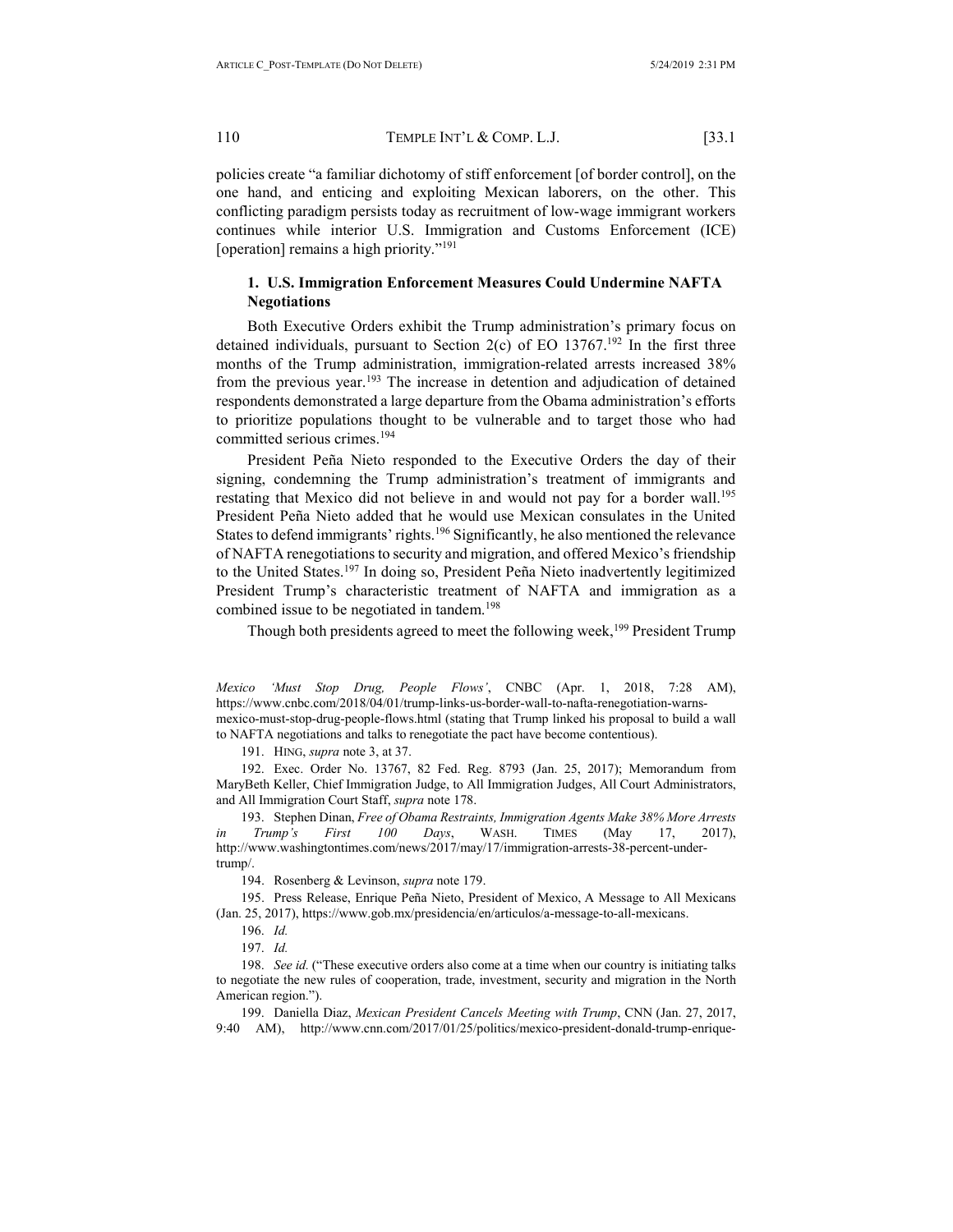policies create "a familiar dichotomy of stiff enforcement [of border control], on the one hand, and enticing and exploiting Mexican laborers, on the other. This conflicting paradigm persists today as recruitment of low-wage immigrant workers continues while interior U.S. Immigration and Customs Enforcement (ICE) [operation] remains a high priority."[191]

### 1. U.S. Immigration Enforcement Measures Could Undermine NAFTA Negotiations

Both Executive Orders exhibit the Trump administration's primary focus on detained individuals, pursuant to Section 2(c) of EO 13767.[192] In the first three months of the Trump administration, immigration-related arrests increased 38% from the previous year.[193] The increase in detention and adjudication of detained respondents demonstrated a large departure from the Obama administration's efforts to prioritize populations thought to be vulnerable and to target those who had committed serious crimes.[194]

President Peña Nieto responded to the Executive Orders the day of their signing, condemning the Trump administration's treatment of immigrants and restating that Mexico did not believe in and would not pay for a border wall.[195] President Peña Nieto added that he would use Mexican consulates in the United States to defend immigrants' rights.[196] Significantly, he also mentioned the relevance of NAFTA renegotiations to security and migration, and offered Mexico's friendship to the United States.[197] In doing so, President Peña Nieto inadvertently legitimized President Trump's characteristic treatment of NAFTA and immigration as a combined issue to be negotiated in tandem.[198]

Though both presidents agreed to meet the following week,[199] President Trump

---

*Mexico 'Must Stop Drug, People Flows'*, CNBC (Apr. 1, 2018, 7:28 AM), https://www.cnbc.com/2018/04/01/trump-links-us-border-wall-to-nafta-renegotiation-warns-mexico-must-stop-drug-people-flows.html (stating that Trump linked his proposal to build a wall to NAFTA negotiations and talks to renegotiate the pact have become contentious).

191. HING, *supra* note 3, at 37.

192. Exec. Order No. 13767, 82 Fed. Reg. 8793 (Jan. 25, 2017); Memorandum from MaryBeth Keller, Chief Immigration Judge, to All Immigration Judges, All Court Administrators, and All Immigration Court Staff, *supra* note 178.

193. Stephen Dinan, *Free of Obama Restraints, Immigration Agents Make 38% More Arrests in Trump's First 100 Days*, WASH. TIMES (May 17, 2017), http://www.washingtontimes.com/news/2017/may/17/immigration-arrests-38-percent-under-trump/.

194. Rosenberg & Levinson, *supra* note 179.

195. Press Release, Enrique Peña Nieto, President of Mexico, A Message to All Mexicans (Jan. 25, 2017), https://www.gob.mx/presidencia/en/articulos/a-message-to-all-mexicans.

196. *Id.*

197. *Id.*

198. *See id.* ("These executive orders also come at a time when our country is initiating talks to negotiate the new rules of cooperation, trade, investment, security and migration in the North American region.").

199. Daniella Diaz, *Mexican President Cancels Meeting with Trump*, CNN (Jan. 27, 2017, 9:40 AM), http://www.cnn.com/2017/01/25/politics/mexico-president-donald-trump-enrique-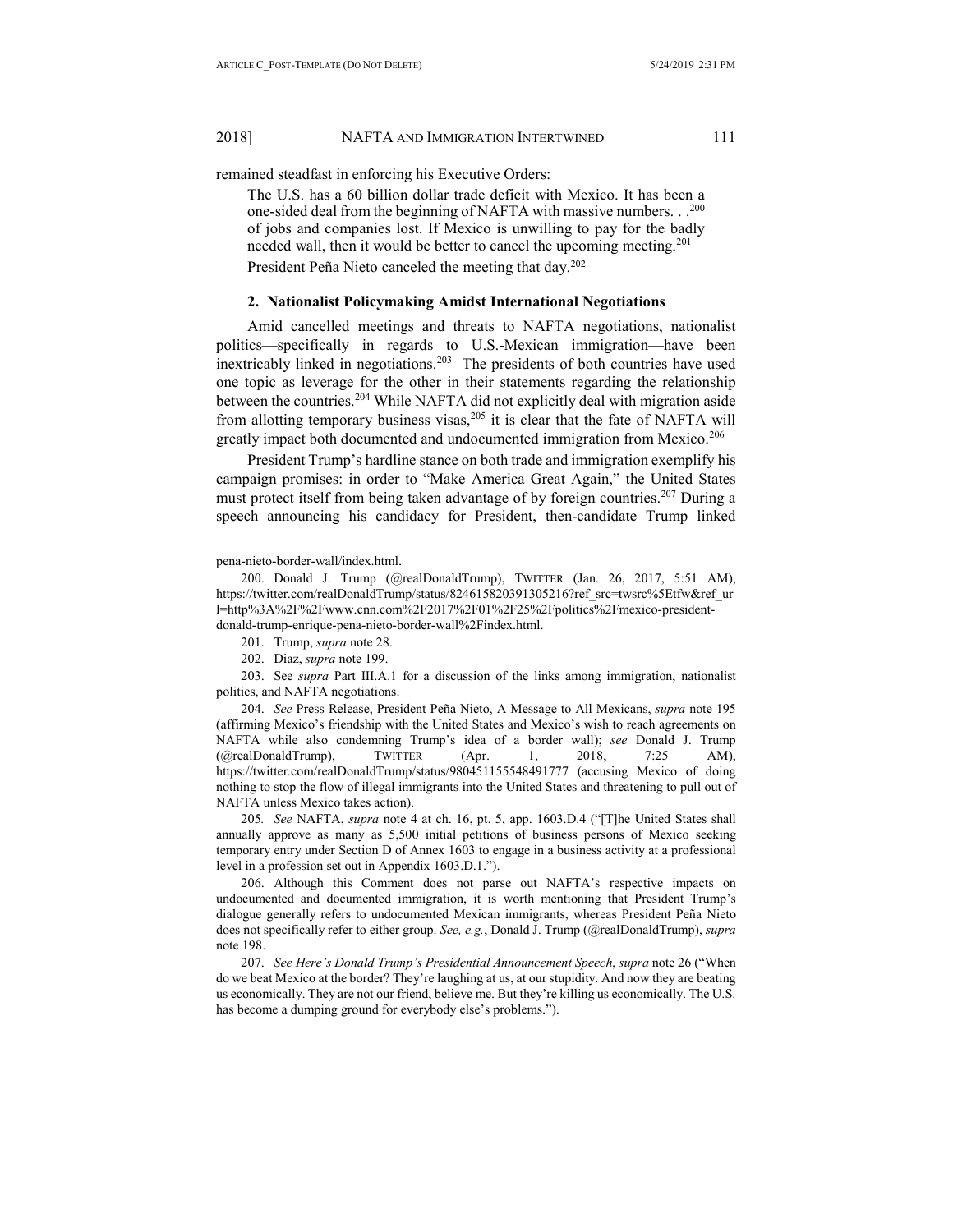remained steadfast in enforcing his Executive Orders:

> The U.S. has a 60 billion dollar trade deficit with Mexico. It has been a one-sided deal from the beginning of NAFTA with massive numbers. . .[200] of jobs and companies lost. If Mexico is unwilling to pay for the badly needed wall, then it would be better to cancel the upcoming meeting.[201]

President Peña Nieto canceled the meeting that day.[202]

### 2. Nationalist Policymaking Amidst International Negotiations

Amid cancelled meetings and threats to NAFTA negotiations, nationalist politics—specifically in regards to U.S.-Mexican immigration—have been inextricably linked in negotiations.[203] The presidents of both countries have used one topic as leverage for the other in their statements regarding the relationship between the countries.[204] While NAFTA did not explicitly deal with migration aside from allotting temporary business visas,[205] it is clear that the fate of NAFTA will greatly impact both documented and undocumented immigration from Mexico.[206]

President Trump's hardline stance on both trade and immigration exemplify his campaign promises: in order to "Make America Great Again," the United States must protect itself from being taken advantage of by foreign countries.[207] During a speech announcing his candidacy for President, then-candidate Trump linked

---

pena-nieto-border-wall/index.html.

200. Donald J. Trump (@realDonaldTrump), TWITTER (Jan. 26, 2017, 5:51 AM), https://twitter.com/realDonaldTrump/status/824615820391305216?ref_src=twsrc%5Etfw&ref_url=http%3A%2F%2Fwww.cnn.com%2F2017%2F01%2F25%2Fpolitics%2Fmexico-president-donald-trump-enrique-pena-nieto-border-wall%2Findex.html.

201. Trump, *supra* note 28.

202. Diaz, *supra* note 199.

203. See *supra* Part III.A.1 for a discussion of the links among immigration, nationalist politics, and NAFTA negotiations.

204. *See* Press Release, President Peña Nieto, A Message to All Mexicans, *supra* note 195 (affirming Mexico's friendship with the United States and Mexico's wish to reach agreements on NAFTA while also condemning Trump's idea of a border wall); *see* Donald J. Trump (@realDonaldTrump), TWITTER (Apr. 1, 2018, 7:25 AM), https://twitter.com/realDonaldTrump/status/980451155548491777 (accusing Mexico of doing nothing to stop the flow of illegal immigrants into the United States and threatening to pull out of NAFTA unless Mexico takes action).

205. *See* NAFTA, *supra* note 4 at ch. 16, pt. 5, app. 1603.D.4 ("[T]he United States shall annually approve as many as 5,500 initial petitions of business persons of Mexico seeking temporary entry under Section D of Annex 1603 to engage in a business activity at a professional level in a profession set out in Appendix 1603.D.1.").

206. Although this Comment does not parse out NAFTA's respective impacts on undocumented and documented immigration, it is worth mentioning that President Trump's dialogue generally refers to undocumented Mexican immigrants, whereas President Peña Nieto does not specifically refer to either group. *See, e.g.*, Donald J. Trump (@realDonaldTrump), *supra* note 198.

207. *See Here's Donald Trump's Presidential Announcement Speech*, *supra* note 26 ("When do we beat Mexico at the border? They're laughing at us, at our stupidity. And now they are beating us economically. They are not our friend, believe me. But they're killing us economically. The U.S. has become a dumping ground for everybody else's problems.").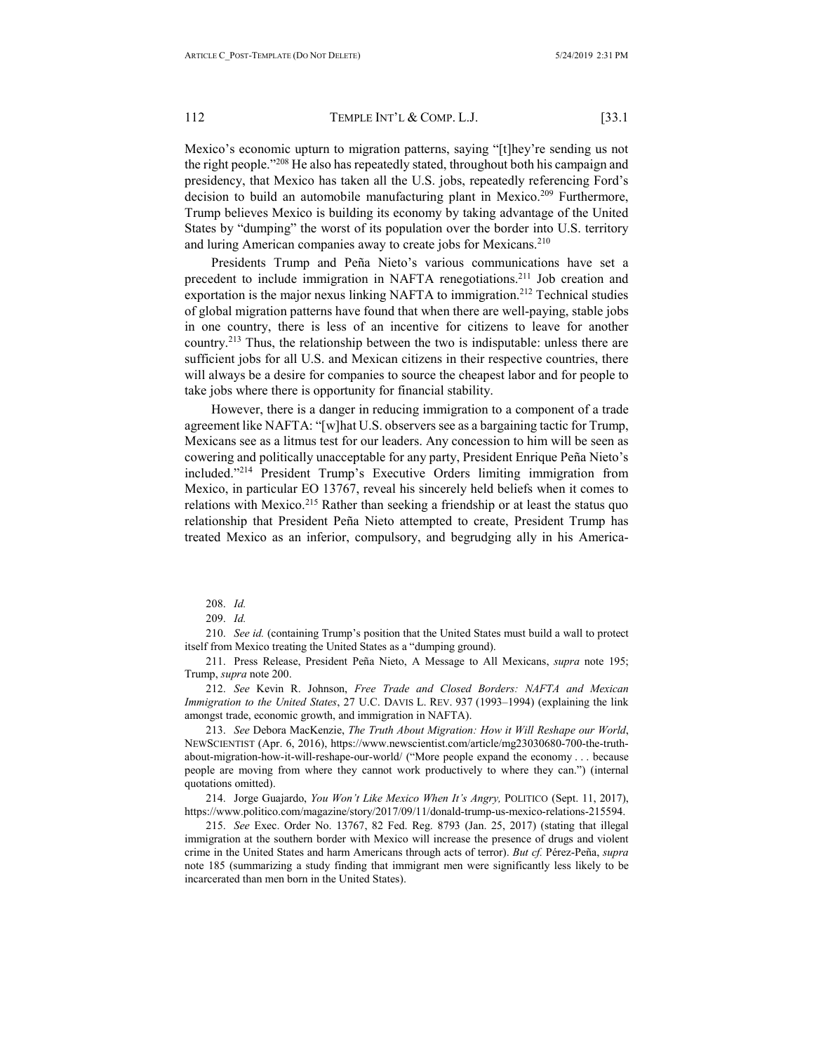Mexico's economic upturn to migration patterns, saying "[t]hey're sending us not the right people."[208] He also has repeatedly stated, throughout both his campaign and presidency, that Mexico has taken all the U.S. jobs, repeatedly referencing Ford's decision to build an automobile manufacturing plant in Mexico.[209] Furthermore, Trump believes Mexico is building its economy by taking advantage of the United States by "dumping" the worst of its population over the border into U.S. territory and luring American companies away to create jobs for Mexicans.[210]

Presidents Trump and Peña Nieto's various communications have set a precedent to include immigration in NAFTA renegotiations.[211] Job creation and exportation is the major nexus linking NAFTA to immigration.[212] Technical studies of global migration patterns have found that when there are well-paying, stable jobs in one country, there is less of an incentive for citizens to leave for another country.[213] Thus, the relationship between the two is indisputable: unless there are sufficient jobs for all U.S. and Mexican citizens in their respective countries, there will always be a desire for companies to source the cheapest labor and for people to take jobs where there is opportunity for financial stability.

However, there is a danger in reducing immigration to a component of a trade agreement like NAFTA: "[w]hat U.S. observers see as a bargaining tactic for Trump, Mexicans see as a litmus test for our leaders. Any concession to him will be seen as cowering and politically unacceptable for any party, President Enrique Peña Nieto's included."[214] President Trump's Executive Orders limiting immigration from Mexico, in particular EO 13767, reveal his sincerely held beliefs when it comes to relations with Mexico.[215] Rather than seeking a friendship or at least the status quo relationship that President Peña Nieto attempted to create, President Trump has treated Mexico as an inferior, compulsory, and begrudging ally in his America-

---

208. *Id.*

209. *Id.*

210. *See id.* (containing Trump's position that the United States must build a wall to protect itself from Mexico treating the United States as a "dumping ground).

211. Press Release, President Peña Nieto, A Message to All Mexicans, *supra* note 195; Trump, *supra* note 200.

212. *See* Kevin R. Johnson, *Free Trade and Closed Borders: NAFTA and Mexican Immigration to the United States*, 27 U.C. DAVIS L. REV. 937 (1993–1994) (explaining the link amongst trade, economic growth, and immigration in NAFTA).

213. *See* Debora MacKenzie, *The Truth About Migration: How it Will Reshape our World*, NEWSCIENTIST (Apr. 6, 2016), https://www.newscientist.com/article/mg23030680-700-the-truth-about-migration-how-it-will-reshape-our-world/ ("More people expand the economy . . . because people are moving from where they cannot work productively to where they can.") (internal quotations omitted).

214. Jorge Guajardo, *You Won't Like Mexico When It's Angry,* POLITICO (Sept. 11, 2017), https://www.politico.com/magazine/story/2017/09/11/donald-trump-us-mexico-relations-215594.

215. *See* Exec. Order No. 13767, 82 Fed. Reg. 8793 (Jan. 25, 2017) (stating that illegal immigration at the southern border with Mexico will increase the presence of drugs and violent crime in the United States and harm Americans through acts of terror). *But cf.* Pérez-Peña, *supra* note 185 (summarizing a study finding that immigrant men were significantly less likely to be incarcerated than men born in the United States).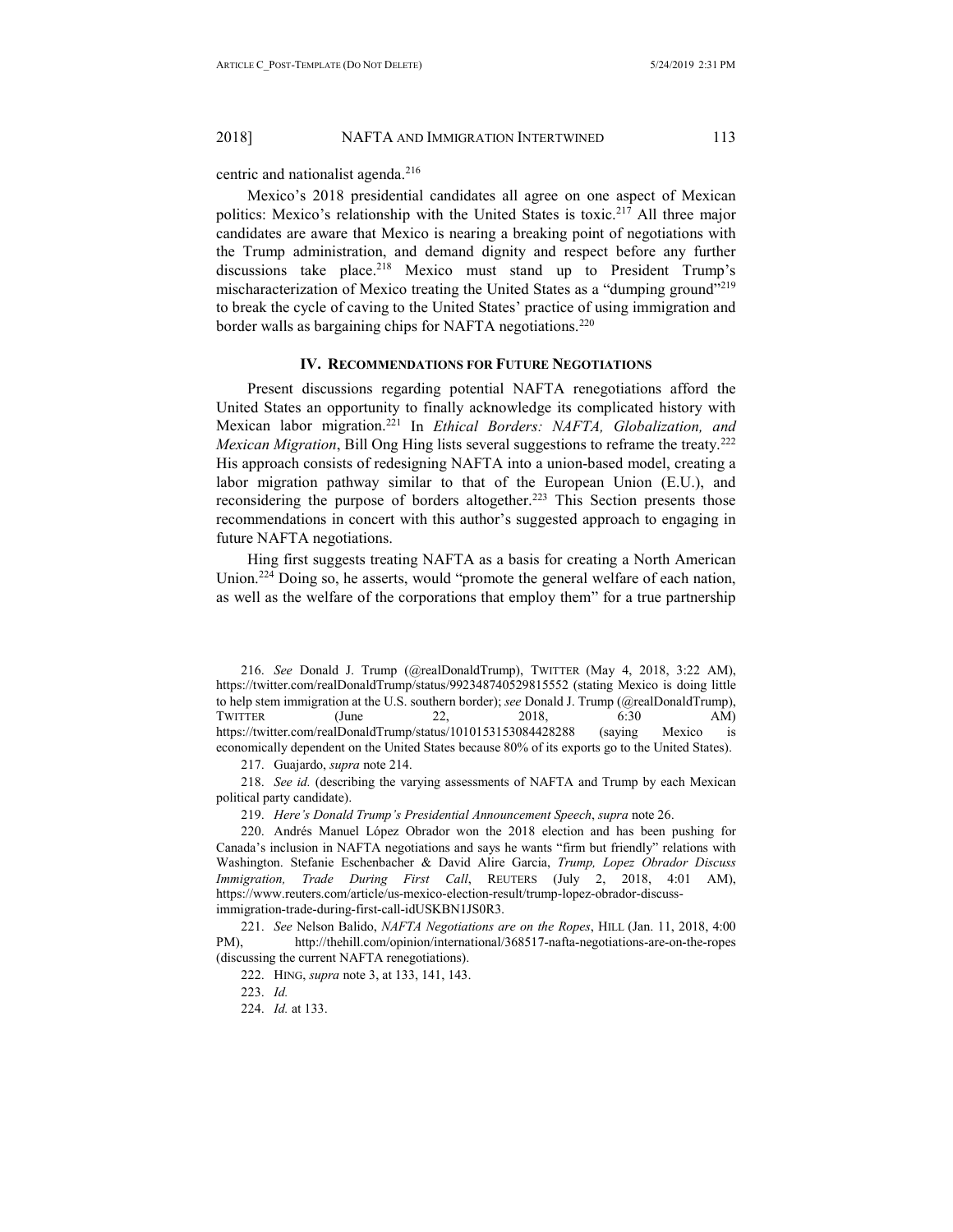centric and nationalist agenda.[216]

Mexico's 2018 presidential candidates all agree on one aspect of Mexican politics: Mexico's relationship with the United States is toxic.[217] All three major candidates are aware that Mexico is nearing a breaking point of negotiations with the Trump administration, and demand dignity and respect before any further discussions take place.[218] Mexico must stand up to President Trump's mischaracterization of Mexico treating the United States as a "dumping ground"[219] to break the cycle of caving to the United States' practice of using immigration and border walls as bargaining chips for NAFTA negotiations.[220]

## IV. Recommendations for Future Negotiations

Present discussions regarding potential NAFTA renegotiations afford the United States an opportunity to finally acknowledge its complicated history with Mexican labor migration.[221] In *Ethical Borders: NAFTA, Globalization, and Mexican Migration*, Bill Ong Hing lists several suggestions to reframe the treaty.[222] His approach consists of redesigning NAFTA into a union-based model, creating a labor migration pathway similar to that of the European Union (E.U.), and reconsidering the purpose of borders altogether.[223] This Section presents those recommendations in concert with this author's suggested approach to engaging in future NAFTA negotiations.

Hing first suggests treating NAFTA as a basis for creating a North American Union.[224] Doing so, he asserts, would "promote the general welfare of each nation, as well as the welfare of the corporations that employ them" for a true partnership

---

216. *See* Donald J. Trump (@realDonaldTrump), TWITTER (May 4, 2018, 3:22 AM), https://twitter.com/realDonaldTrump/status/992348740529815552 (stating Mexico is doing little to help stem immigration at the U.S. southern border); *see* Donald J. Trump (@realDonaldTrump), TWITTER (June 22, 2018, 6:30 AM) https://twitter.com/realDonaldTrump/status/1010153153084428288 (saying Mexico is economically dependent on the United States because 80% of its exports go to the United States).

217. Guajardo, *supra* note 214.

218. *See id.* (describing the varying assessments of NAFTA and Trump by each Mexican political party candidate).

219. *Here's Donald Trump's Presidential Announcement Speech*, *supra* note 26.

220. Andrés Manuel López Obrador won the 2018 election and has been pushing for Canada's inclusion in NAFTA negotiations and says he wants "firm but friendly" relations with Washington. Stefanie Eschenbacher & David Alire Garcia, *Trump, Lopez Obrador Discuss Immigration, Trade During First Call*, REUTERS (July 2, 2018, 4:01 AM), https://www.reuters.com/article/us-mexico-election-result/trump-lopez-obrador-discuss-immigration-trade-during-first-call-idUSKBN1JS0R3.

221. *See* Nelson Balido, *NAFTA Negotiations are on the Ropes*, HILL (Jan. 11, 2018, 4:00 PM), http://thehill.com/opinion/international/368517-nafta-negotiations-are-on-the-ropes (discussing the current NAFTA renegotiations).

222. HING, *supra* note 3, at 133, 141, 143.

223. *Id.*

224. *Id.* at 133.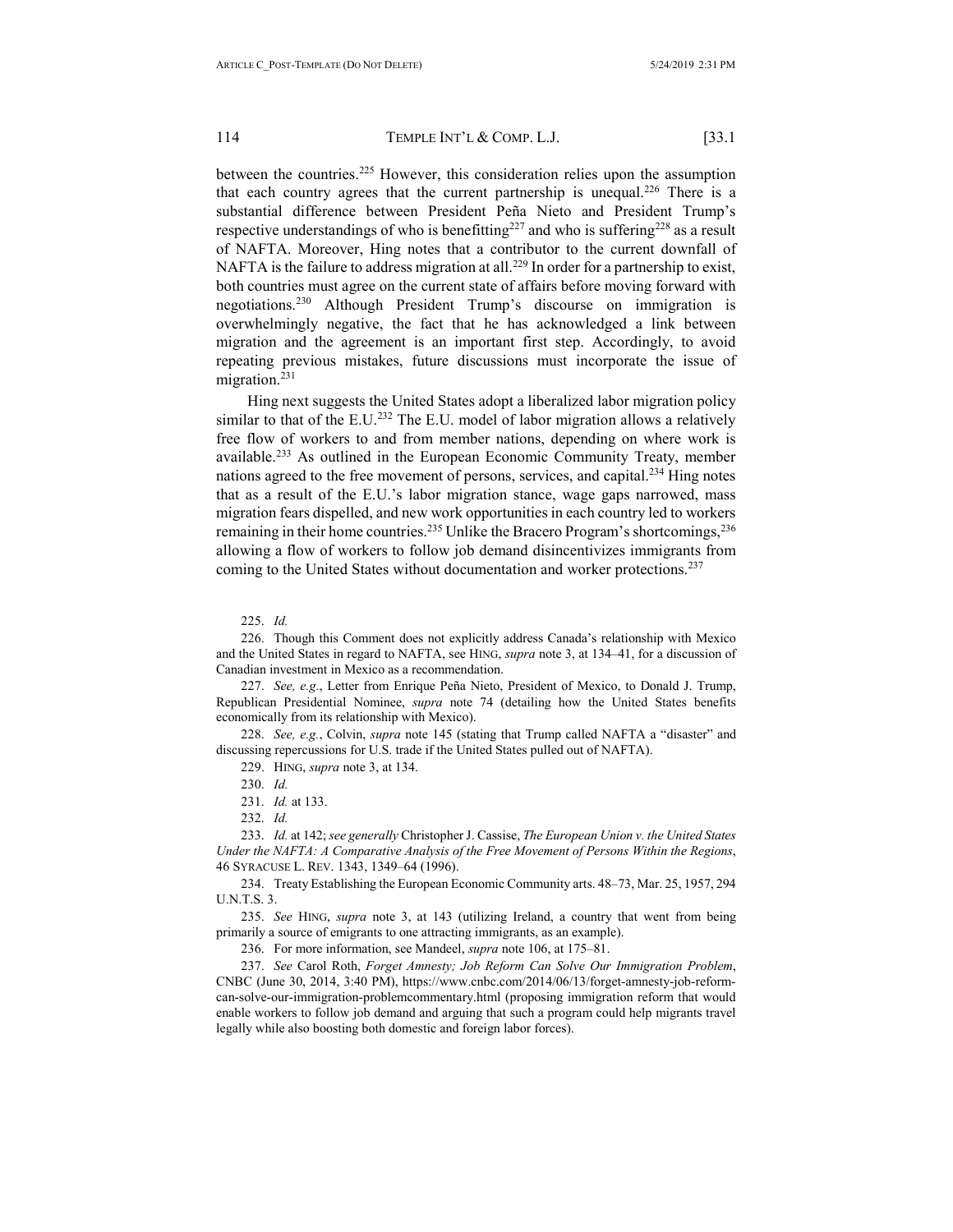between the countries.[225] However, this consideration relies upon the assumption that each country agrees that the current partnership is unequal.[226] There is a substantial difference between President Peña Nieto and President Trump's respective understandings of who is benefitting[227] and who is suffering[228] as a result of NAFTA. Moreover, Hing notes that a contributor to the current downfall of NAFTA is the failure to address migration at all.[229] In order for a partnership to exist, both countries must agree on the current state of affairs before moving forward with negotiations.[230] Although President Trump's discourse on immigration is overwhelmingly negative, the fact that he has acknowledged a link between migration and the agreement is an important first step. Accordingly, to avoid repeating previous mistakes, future discussions must incorporate the issue of migration.[231]

Hing next suggests the United States adopt a liberalized labor migration policy similar to that of the E.U.[232] The E.U. model of labor migration allows a relatively free flow of workers to and from member nations, depending on where work is available.[233] As outlined in the European Economic Community Treaty, member nations agreed to the free movement of persons, services, and capital.[234] Hing notes that as a result of the E.U.'s labor migration stance, wage gaps narrowed, mass migration fears dispelled, and new work opportunities in each country led to workers remaining in their home countries.[235] Unlike the Bracero Program's shortcomings,[236] allowing a flow of workers to follow job demand disincentivizes immigrants from coming to the United States without documentation and worker protections.[237]

225. *Id.*

226. Though this Comment does not explicitly address Canada's relationship with Mexico and the United States in regard to NAFTA, see HING, *supra* note 3, at 134–41, for a discussion of Canadian investment in Mexico as a recommendation.

227. *See, e.g.*, Letter from Enrique Peña Nieto, President of Mexico, to Donald J. Trump, Republican Presidential Nominee, *supra* note 74 (detailing how the United States benefits economically from its relationship with Mexico).

228. *See, e.g.*, Colvin, *supra* note 145 (stating that Trump called NAFTA a "disaster" and discussing repercussions for U.S. trade if the United States pulled out of NAFTA).

229. HING, *supra* note 3, at 134.

230. *Id.*

231. *Id.* at 133.

232. *Id.*

233. *Id.* at 142; *see generally* Christopher J. Cassise, *The European Union v. the United States Under the NAFTA: A Comparative Analysis of the Free Movement of Persons Within the Regions*, 46 SYRACUSE L. REV. 1343, 1349–64 (1996).

234. Treaty Establishing the European Economic Community arts. 48–73, Mar. 25, 1957, 294 U.N.T.S. 3.

235. *See* HING, *supra* note 3, at 143 (utilizing Ireland, a country that went from being primarily a source of emigrants to one attracting immigrants, as an example).

236. For more information, see Mandeel, *supra* note 106, at 175–81.

237. *See* Carol Roth, *Forget Amnesty; Job Reform Can Solve Our Immigration Problem*, CNBC (June 30, 2014, 3:40 PM), https://www.cnbc.com/2014/06/13/forget-amnesty-job-reform-can-solve-our-immigration-problemcommentary.html (proposing immigration reform that would enable workers to follow job demand and arguing that such a program could help migrants travel legally while also boosting both domestic and foreign labor forces).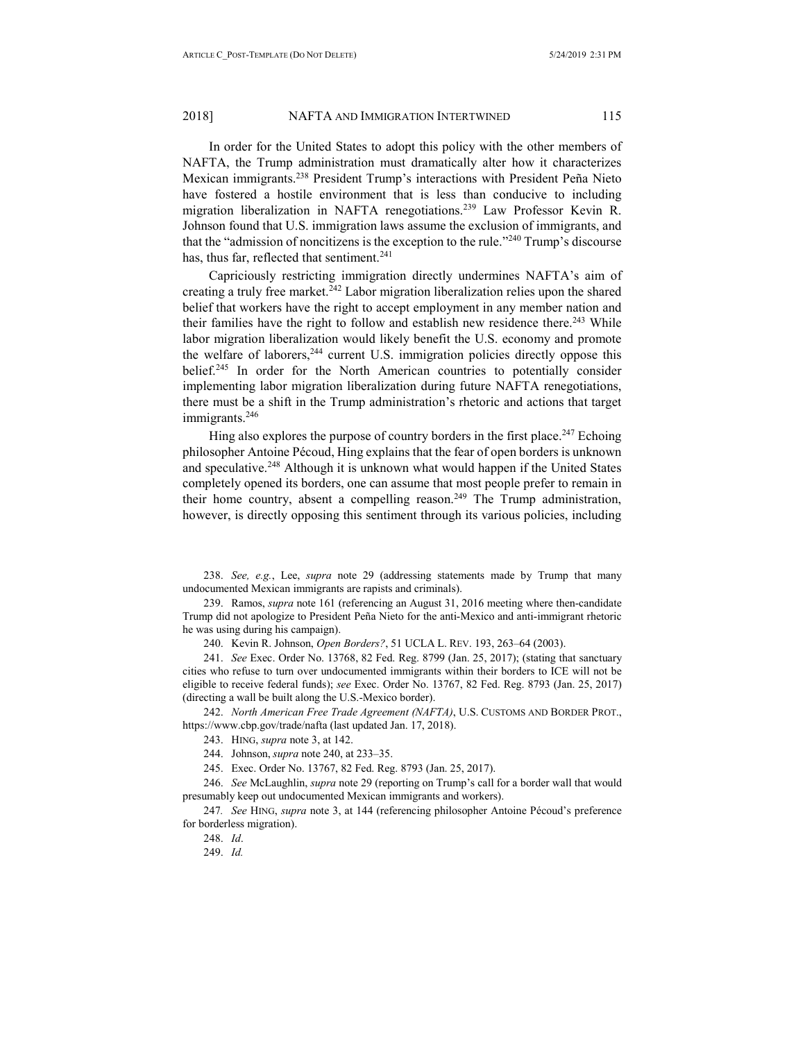In order for the United States to adopt this policy with the other members of NAFTA, the Trump administration must dramatically alter how it characterizes Mexican immigrants.[238] President Trump's interactions with President Peña Nieto have fostered a hostile environment that is less than conducive to including migration liberalization in NAFTA renegotiations.[239] Law Professor Kevin R. Johnson found that U.S. immigration laws assume the exclusion of immigrants, and that the "admission of noncitizens is the exception to the rule."[240] Trump's discourse has, thus far, reflected that sentiment.[241]

Capriciously restricting immigration directly undermines NAFTA's aim of creating a truly free market.[242] Labor migration liberalization relies upon the shared belief that workers have the right to accept employment in any member nation and their families have the right to follow and establish new residence there.[243] While labor migration liberalization would likely benefit the U.S. economy and promote the welfare of laborers,[244] current U.S. immigration policies directly oppose this belief.[245] In order for the North American countries to potentially consider implementing labor migration liberalization during future NAFTA renegotiations, there must be a shift in the Trump administration's rhetoric and actions that target immigrants.[246]

Hing also explores the purpose of country borders in the first place.[247] Echoing philosopher Antoine Pécoud, Hing explains that the fear of open borders is unknown and speculative.[248] Although it is unknown what would happen if the United States completely opened its borders, one can assume that most people prefer to remain in their home country, absent a compelling reason.[249] The Trump administration, however, is directly opposing this sentiment through its various policies, including

---

238. *See, e.g.*, Lee, *supra* note 29 (addressing statements made by Trump that many undocumented Mexican immigrants are rapists and criminals).

239. Ramos, *supra* note 161 (referencing an August 31, 2016 meeting where then-candidate Trump did not apologize to President Peña Nieto for the anti-Mexico and anti-immigrant rhetoric he was using during his campaign).

240. Kevin R. Johnson, *Open Borders?*, 51 UCLA L. REV. 193, 263–64 (2003).

241. *See* Exec. Order No. 13768, 82 Fed. Reg. 8799 (Jan. 25, 2017); (stating that sanctuary cities who refuse to turn over undocumented immigrants within their borders to ICE will not be eligible to receive federal funds); *see* Exec. Order No. 13767, 82 Fed. Reg. 8793 (Jan. 25, 2017) (directing a wall be built along the U.S.-Mexico border).

242. *North American Free Trade Agreement (NAFTA)*, U.S. CUSTOMS AND BORDER PROT., https://www.cbp.gov/trade/nafta (last updated Jan. 17, 2018).

243. HING, *supra* note 3, at 142.

244. Johnson, *supra* note 240, at 233–35.

245. Exec. Order No. 13767, 82 Fed. Reg. 8793 (Jan. 25, 2017).

246. *See* McLaughlin, *supra* note 29 (reporting on Trump's call for a border wall that would presumably keep out undocumented Mexican immigrants and workers).

247. *See* HING, *supra* note 3, at 144 (referencing philosopher Antoine Pécoud's preference for borderless migration).

248. *Id*.

249. *Id.*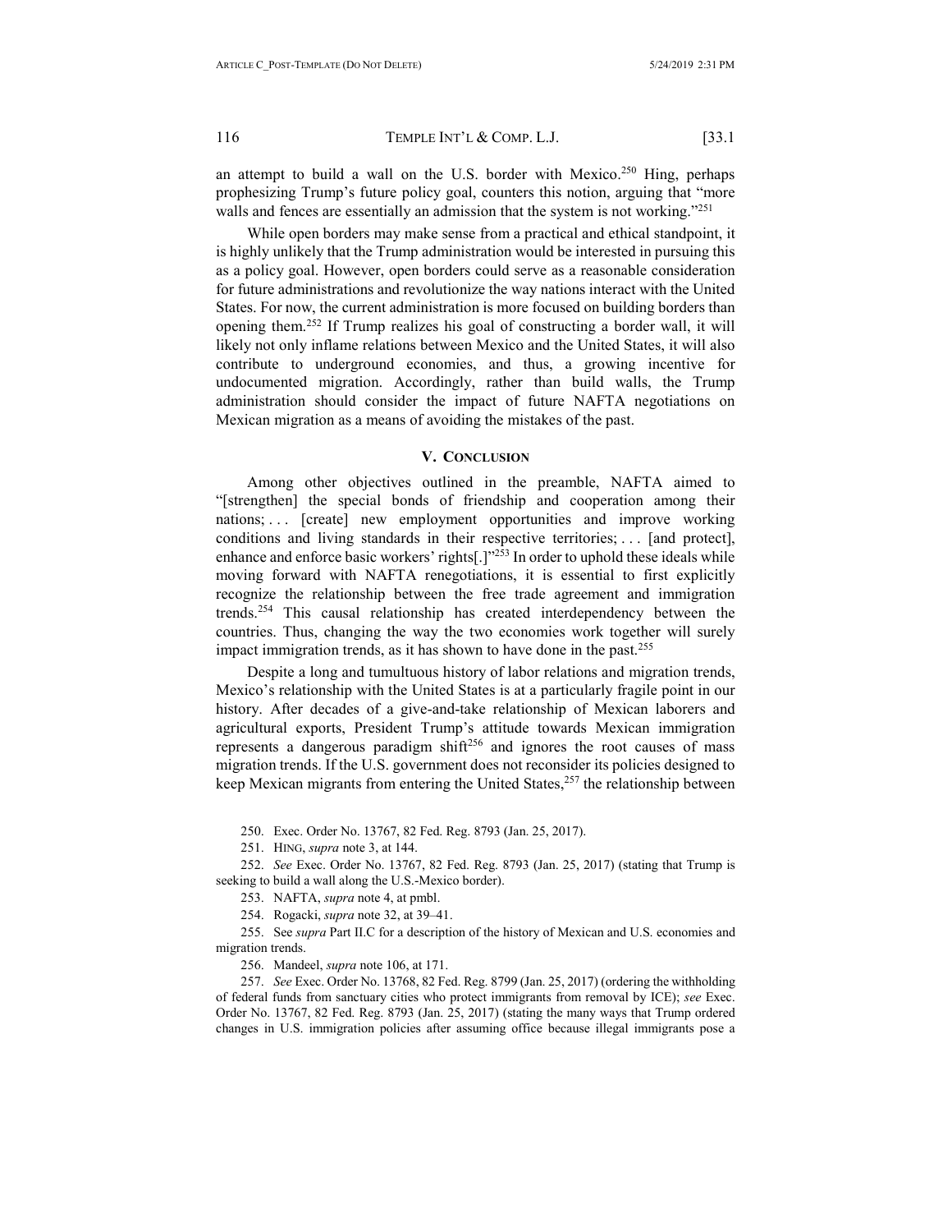an attempt to build a wall on the U.S. border with Mexico.[250] Hing, perhaps prophesizing Trump's future policy goal, counters this notion, arguing that "more walls and fences are essentially an admission that the system is not working."[251]

While open borders may make sense from a practical and ethical standpoint, it is highly unlikely that the Trump administration would be interested in pursuing this as a policy goal. However, open borders could serve as a reasonable consideration for future administrations and revolutionize the way nations interact with the United States. For now, the current administration is more focused on building borders than opening them.[252] If Trump realizes his goal of constructing a border wall, it will likely not only inflame relations between Mexico and the United States, it will also contribute to underground economies, and thus, a growing incentive for undocumented migration. Accordingly, rather than build walls, the Trump administration should consider the impact of future NAFTA negotiations on Mexican migration as a means of avoiding the mistakes of the past.

## V. Conclusion

Among other objectives outlined in the preamble, NAFTA aimed to "[strengthen] the special bonds of friendship and cooperation among their nations; . . . [create] new employment opportunities and improve working conditions and living standards in their respective territories; . . . [and protect], enhance and enforce basic workers' rights[.]"[253] In order to uphold these ideals while moving forward with NAFTA renegotiations, it is essential to first explicitly recognize the relationship between the free trade agreement and immigration trends.[254] This causal relationship has created interdependency between the countries. Thus, changing the way the two economies work together will surely impact immigration trends, as it has shown to have done in the past.[255]

Despite a long and tumultuous history of labor relations and migration trends, Mexico's relationship with the United States is at a particularly fragile point in our history. After decades of a give-and-take relationship of Mexican laborers and agricultural exports, President Trump's attitude towards Mexican immigration represents a dangerous paradigm shift[256] and ignores the root causes of mass migration trends. If the U.S. government does not reconsider its policies designed to keep Mexican migrants from entering the United States,[257] the relationship between

---

250. Exec. Order No. 13767, 82 Fed. Reg. 8793 (Jan. 25, 2017).

251. HING, *supra* note 3, at 144.

252. *See* Exec. Order No. 13767, 82 Fed. Reg. 8793 (Jan. 25, 2017) (stating that Trump is seeking to build a wall along the U.S.-Mexico border).

253. NAFTA, *supra* note 4, at pmbl.

254. Rogacki, *supra* note 32, at 39–41.

255. See *supra* Part II.C for a description of the history of Mexican and U.S. economies and migration trends.

256. Mandeel, *supra* note 106, at 171.

257. *See* Exec. Order No. 13768, 82 Fed. Reg. 8799 (Jan. 25, 2017) (ordering the withholding of federal funds from sanctuary cities who protect immigrants from removal by ICE); *see* Exec. Order No. 13767, 82 Fed. Reg. 8793 (Jan. 25, 2017) (stating the many ways that Trump ordered changes in U.S. immigration policies after assuming office because illegal immigrants pose a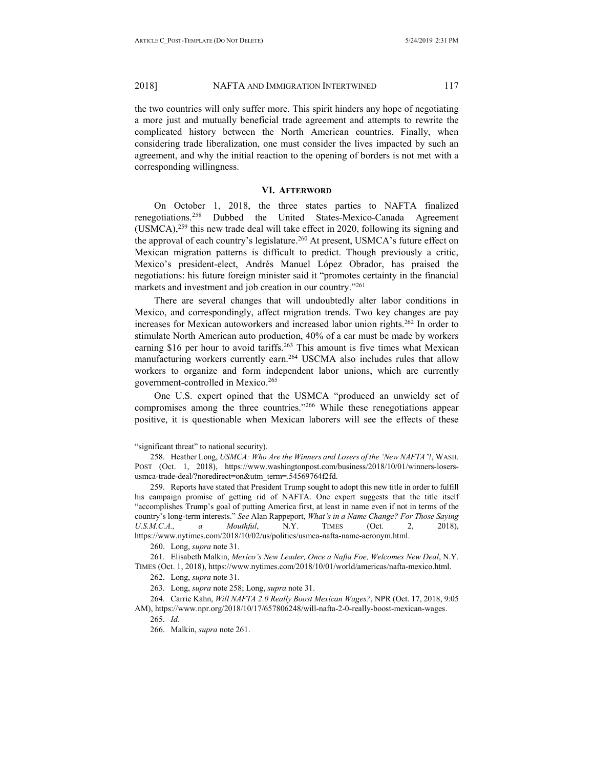the two countries will only suffer more. This spirit hinders any hope of negotiating a more just and mutually beneficial trade agreement and attempts to rewrite the complicated history between the North American countries. Finally, when considering trade liberalization, one must consider the lives impacted by such an agreement, and why the initial reaction to the opening of borders is not met with a corresponding willingness.

## VI. Afterword

On October 1, 2018, the three states parties to NAFTA finalized renegotiations.[258] Dubbed the United States-Mexico-Canada Agreement (USMCA),[259] this new trade deal will take effect in 2020, following its signing and the approval of each country's legislature.[260] At present, USMCA's future effect on Mexican migration patterns is difficult to predict. Though previously a critic, Mexico's president-elect, Andrés Manuel López Obrador, has praised the negotiations: his future foreign minister said it "promotes certainty in the financial markets and investment and job creation in our country."[261]

There are several changes that will undoubtedly alter labor conditions in Mexico, and correspondingly, affect migration trends. Two key changes are pay increases for Mexican autoworkers and increased labor union rights.[262] In order to stimulate North American auto production, 40% of a car must be made by workers earning $16 per hour to avoid tariffs.[263] This amount is five times what Mexican manufacturing workers currently earn.[264] USCMA also includes rules that allow workers to organize and form independent labor unions, which are currently government-controlled in Mexico.[265]

One U.S. expert opined that the USMCA "produced an unwieldy set of compromises among the three countries."[266] While these renegotiations appear positive, it is questionable when Mexican laborers will see the effects of these

---

"significant threat" to national security).

258. Heather Long, *USMCA: Who Are the Winners and Losers of the 'New NAFTA'?*, WASH. POST (Oct. 1, 2018), https://www.washingtonpost.com/business/2018/10/01/winners-losers-usmca-trade-deal/?noredirect=on&utm_term=.54569764f2fd.

259. Reports have stated that President Trump sought to adopt this new title in order to fulfill his campaign promise of getting rid of NAFTA. One expert suggests that the title itself "accomplishes Trump's goal of putting America first, at least in name even if not in terms of the country's long-term interests." *See* Alan Rappeport, *What's in a Name Change? For Those Saying U.S.M.C.A., a Mouthful*, N.Y. TIMES (Oct. 2, 2018), https://www.nytimes.com/2018/10/02/us/politics/usmca-nafta-name-acronym.html.

260. Long, *supra* note 31.

261. Elisabeth Malkin, *Mexico's New Leader, Once a Nafta Foe, Welcomes New Deal*, N.Y. TIMES (Oct. 1, 2018), https://www.nytimes.com/2018/10/01/world/americas/nafta-mexico.html.

262. Long, *supra* note 31.

263. Long, *supra* note 258; Long, *supra* note 31.

264. Carrie Kahn, *Will NAFTA 2.0 Really Boost Mexican Wages?*, NPR (Oct. 17, 2018, 9:05 AM), https://www.npr.org/2018/10/17/657806248/will-nafta-2-0-really-boost-mexican-wages.

265. *Id.*

266. Malkin, *supra* note 261.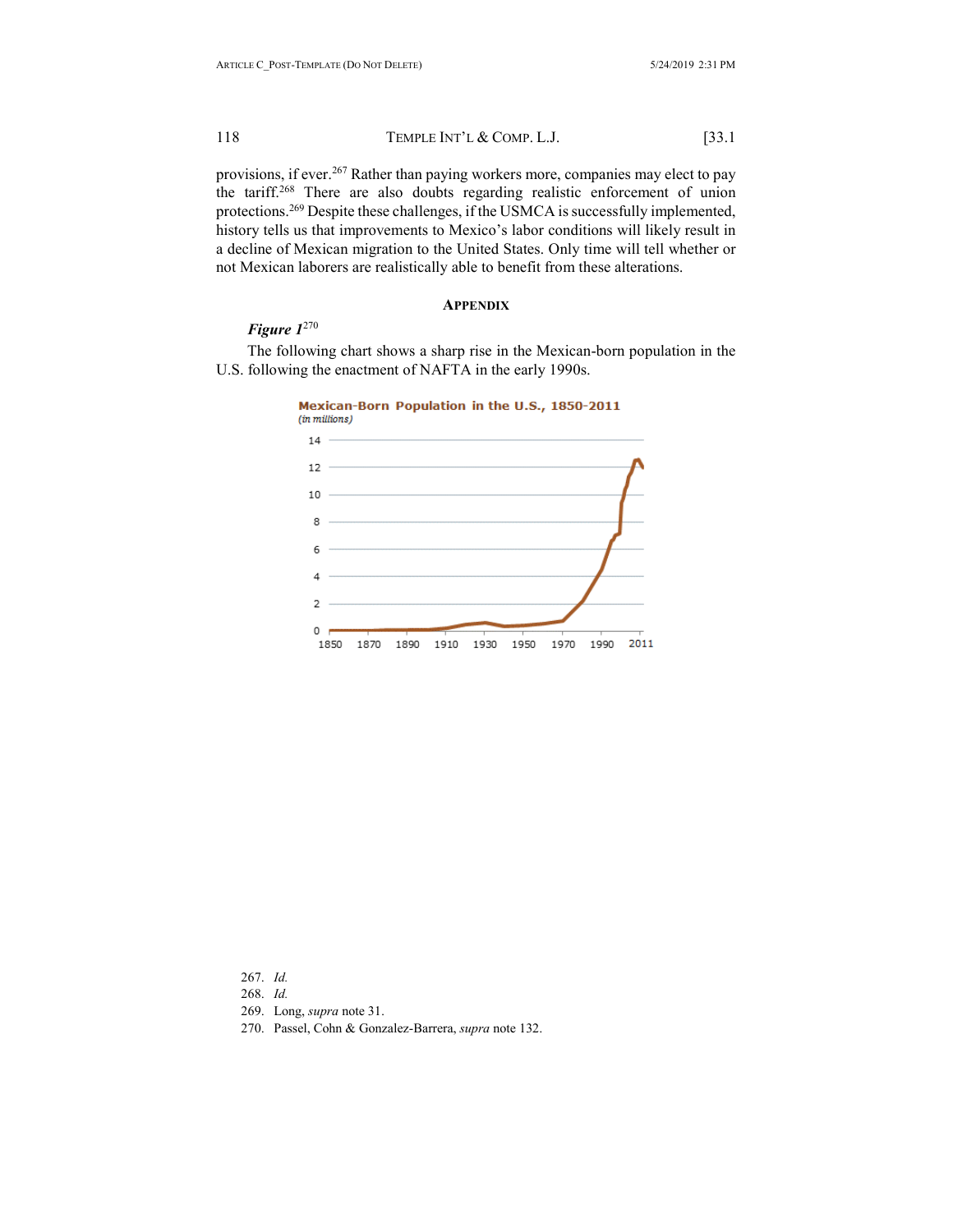provisions, if ever.[267] Rather than paying workers more, companies may elect to pay the tariff.[268] There are also doubts regarding realistic enforcement of union protections.[269] Despite these challenges, if the USMCA is successfully implemented, history tells us that improvements to Mexico's labor conditions will likely result in a decline of Mexican migration to the United States. Only time will tell whether or not Mexican laborers are realistically able to benefit from these alterations.

## APPENDIX

***Figure 1***[270]

The following chart shows a sharp rise in the Mexican-born population in the U.S. following the enactment of NAFTA in the early 1990s.

Mexican-Born Population in the U.S., 1850-2011
(in millions)

14
12
10
8
6
4
2
0

1850 1870 1890 1910 1930 1950 1970 1990 2011

---

267. *Id.*

268. *Id.*

269. Long, *supra* note 31.

270. Passel, Cohn & Gonzalez-Barrera, *supra* note 132.